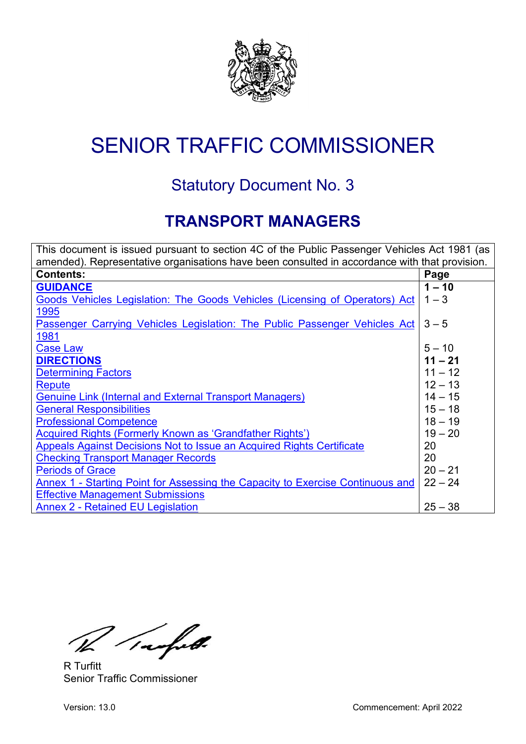# SENIOR TRAFFIC COMMISSIONER

## Statutory Document No. 3

## TRANSPORT MANAGERS

| This document is issued pursuant to section 4C of the Public Passenger Vehicles Act 1981 (as amended). Representative organisations have been consulted in accordance with that provision. | |
|---|---|
| **Contents:** | **Page** |
| **GUIDANCE** | **1 – 10** |
| Goods Vehicles Legislation: The Goods Vehicles (Licensing of Operators) Act 1995 | 1 – 3 |
| Passenger Carrying Vehicles Legislation: The Public Passenger Vehicles Act 1981 | 3 – 5 |
| Case Law | 5 – 10 |
| **DIRECTIONS** | **11 – 21** |
| Determining Factors | 11 – 12 |
| Repute | 12 – 13 |
| Genuine Link (Internal and External Transport Managers) | 14 – 15 |
| General Responsibilities | 15 – 18 |
| Professional Competence | 18 – 19 |
| Acquired Rights (Formerly Known as 'Grandfather Rights') | 19 – 20 |
| Appeals Against Decisions Not to Issue an Acquired Rights Certificate | 20 |
| Checking Transport Manager Records | 20 |
| Periods of Grace | 20 – 21 |
| Annex 1 - Starting Point for Assessing the Capacity to Exercise Continuous and Effective Management Submissions | 22 – 24 |
| Annex 2 - Retained EU Legislation | 25 – 38 |

R Turfitt
Senior Traffic Commissioner

Version: 13.0

Commencement: April 2022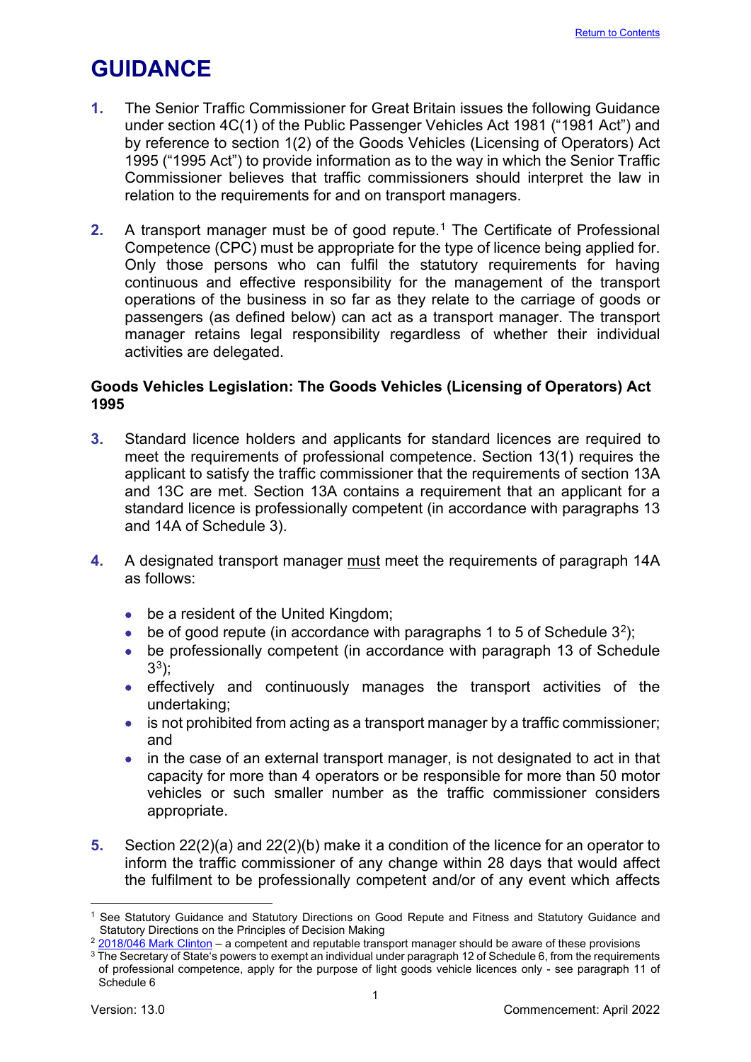# GUIDANCE

1. The Senior Traffic Commissioner for Great Britain issues the following Guidance under section 4C(1) of the Public Passenger Vehicles Act 1981 ("1981 Act") and by reference to section 1(2) of the Goods Vehicles (Licensing of Operators) Act 1995 ("1995 Act") to provide information as to the way in which the Senior Traffic Commissioner believes that traffic commissioners should interpret the law in relation to the requirements for and on transport managers.

2. A transport manager must be of good repute.[1] The Certificate of Professional Competence (CPC) must be appropriate for the type of licence being applied for. Only those persons who can fulfil the statutory requirements for having continuous and effective responsibility for the management of the transport operations of the business in so far as they relate to the carriage of goods or passengers (as defined below) can act as a transport manager. The transport manager retains legal responsibility regardless of whether their individual activities are delegated.

**Goods Vehicles Legislation: The Goods Vehicles (Licensing of Operators) Act 1995**

3. Standard licence holders and applicants for standard licences are required to meet the requirements of professional competence. Section 13(1) requires the applicant to satisfy the traffic commissioner that the requirements of section 13A and 13C are met. Section 13A contains a requirement that an applicant for a standard licence is professionally competent (in accordance with paragraphs 13 and 14A of Schedule 3).

4. A designated transport manager must meet the requirements of paragraph 14A as follows:

   - be a resident of the United Kingdom;
   - be of good repute (in accordance with paragraphs 1 to 5 of Schedule 3[2]);
   - be professionally competent (in accordance with paragraph 13 of Schedule 3[3]);
   - effectively and continuously manages the transport activities of the undertaking;
   - is not prohibited from acting as a transport manager by a traffic commissioner; and
   - in the case of an external transport manager, is not designated to act in that capacity for more than 4 operators or be responsible for more than 50 motor vehicles or such smaller number as the traffic commissioner considers appropriate.

5. Section 22(2)(a) and 22(2)(b) make it a condition of the licence for an operator to inform the traffic commissioner of any change within 28 days that would affect the fulfilment to be professionally competent and/or of any event which affects

---

[1] See Statutory Guidance and Statutory Directions on Good Repute and Fitness and Statutory Guidance and Statutory Directions on the Principles of Decision Making

[2] 2018/046 Mark Clinton – a competent and reputable transport manager should be aware of these provisions

[3] The Secretary of State's powers to exempt an individual under paragraph 12 of Schedule 6, from the requirements of professional competence, apply for the purpose of light goods vehicle licences only - see paragraph 11 of Schedule 6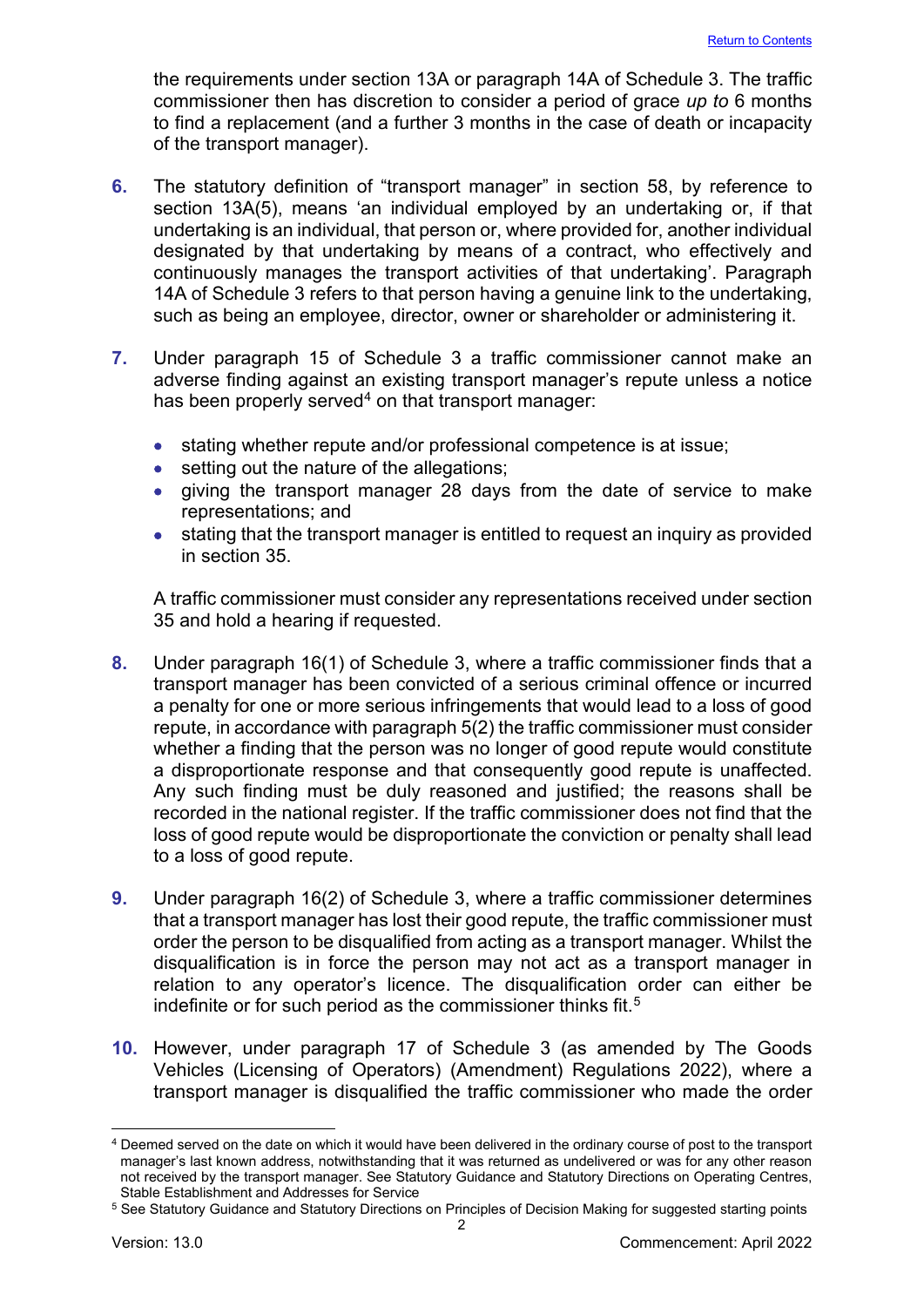the requirements under section 13A or paragraph 14A of Schedule 3. The traffic commissioner then has discretion to consider a period of grace *up to* 6 months to find a replacement (and a further 3 months in the case of death or incapacity of the transport manager).

**6.** The statutory definition of "transport manager" in section 58, by reference to section 13A(5), means 'an individual employed by an undertaking or, if that undertaking is an individual, that person or, where provided for, another individual designated by that undertaking by means of a contract, who effectively and continuously manages the transport activities of that undertaking'. Paragraph 14A of Schedule 3 refers to that person having a genuine link to the undertaking, such as being an employee, director, owner or shareholder or administering it.

**7.** Under paragraph 15 of Schedule 3 a traffic commissioner cannot make an adverse finding against an existing transport manager's repute unless a notice has been properly served[4] on that transport manager:

- stating whether repute and/or professional competence is at issue;
- setting out the nature of the allegations;
- giving the transport manager 28 days from the date of service to make representations; and
- stating that the transport manager is entitled to request an inquiry as provided in section 35.

A traffic commissioner must consider any representations received under section 35 and hold a hearing if requested.

**8.** Under paragraph 16(1) of Schedule 3, where a traffic commissioner finds that a transport manager has been convicted of a serious criminal offence or incurred a penalty for one or more serious infringements that would lead to a loss of good repute, in accordance with paragraph 5(2) the traffic commissioner must consider whether a finding that the person was no longer of good repute would constitute a disproportionate response and that consequently good repute is unaffected. Any such finding must be duly reasoned and justified; the reasons shall be recorded in the national register. If the traffic commissioner does not find that the loss of good repute would be disproportionate the conviction or penalty shall lead to a loss of good repute.

**9.** Under paragraph 16(2) of Schedule 3, where a traffic commissioner determines that a transport manager has lost their good repute, the traffic commissioner must order the person to be disqualified from acting as a transport manager. Whilst the disqualification is in force the person may not act as a transport manager in relation to any operator's licence. The disqualification order can either be indefinite or for such period as the commissioner thinks fit.[5]

**10.** However, under paragraph 17 of Schedule 3 (as amended by The Goods Vehicles (Licensing of Operators) (Amendment) Regulations 2022), where a transport manager is disqualified the traffic commissioner who made the order

---

[4] Deemed served on the date on which it would have been delivered in the ordinary course of post to the transport manager's last known address, notwithstanding that it was returned as undelivered or was for any other reason not received by the transport manager. See Statutory Guidance and Statutory Directions on Operating Centres, Stable Establishment and Addresses for Service

[5] See Statutory Guidance and Statutory Directions on Principles of Decision Making for suggested starting points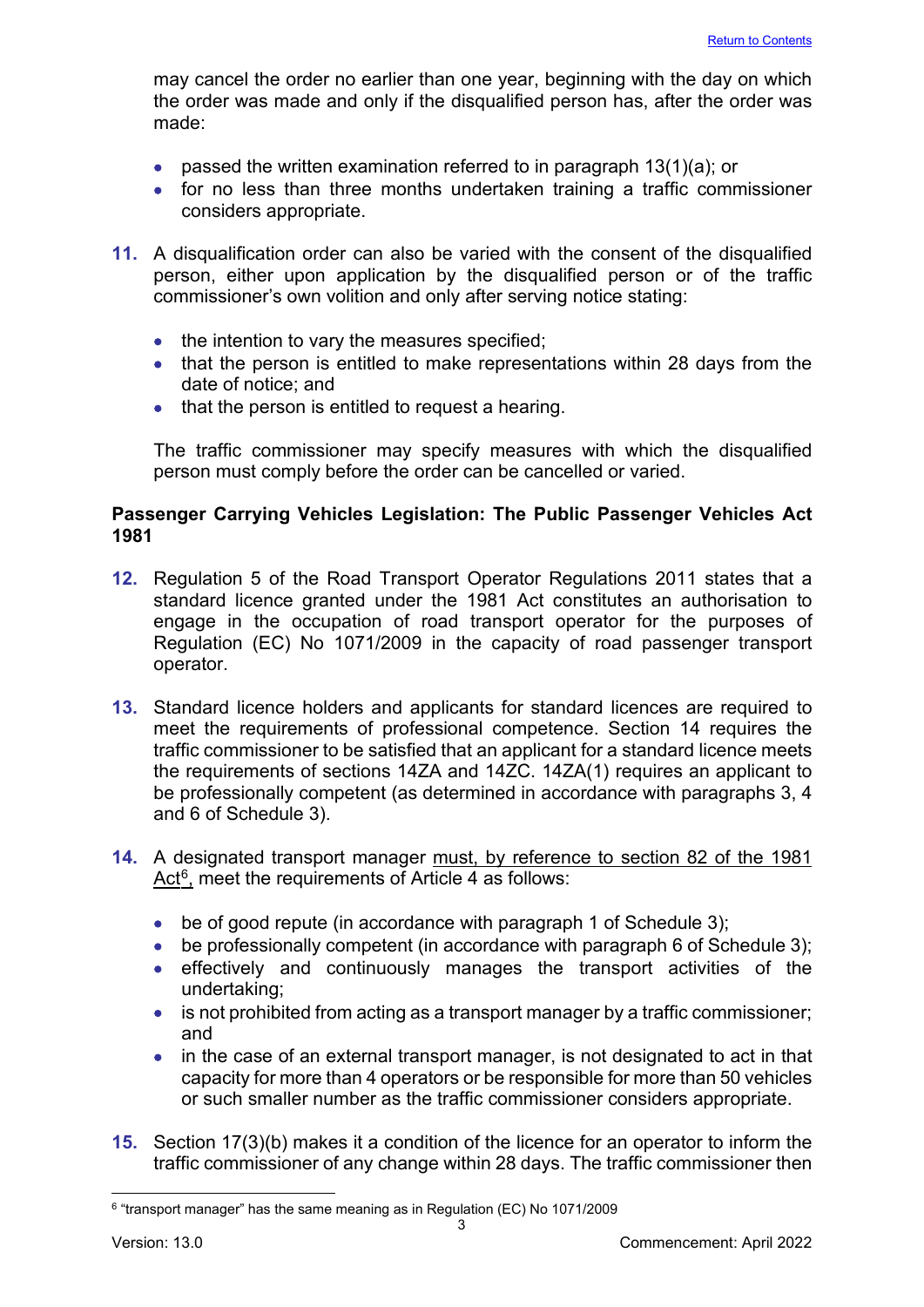may cancel the order no earlier than one year, beginning with the day on which the order was made and only if the disqualified person has, after the order was made:

- passed the written examination referred to in paragraph 13(1)(a); or
- for no less than three months undertaken training a traffic commissioner considers appropriate.

**11.** A disqualification order can also be varied with the consent of the disqualified person, either upon application by the disqualified person or of the traffic commissioner's own volition and only after serving notice stating:

- the intention to vary the measures specified;
- that the person is entitled to make representations within 28 days from the date of notice; and
- that the person is entitled to request a hearing.

The traffic commissioner may specify measures with which the disqualified person must comply before the order can be cancelled or varied.

**Passenger Carrying Vehicles Legislation: The Public Passenger Vehicles Act 1981**

**12.** Regulation 5 of the Road Transport Operator Regulations 2011 states that a standard licence granted under the 1981 Act constitutes an authorisation to engage in the occupation of road transport operator for the purposes of Regulation (EC) No 1071/2009 in the capacity of road passenger transport operator.

**13.** Standard licence holders and applicants for standard licences are required to meet the requirements of professional competence. Section 14 requires the traffic commissioner to be satisfied that an applicant for a standard licence meets the requirements of sections 14ZA and 14ZC. 14ZA(1) requires an applicant to be professionally competent (as determined in accordance with paragraphs 3, 4 and 6 of Schedule 3).

**14.** A designated transport manager must, by reference to section 82 of the 1981 Act[6], meet the requirements of Article 4 as follows:

- be of good repute (in accordance with paragraph 1 of Schedule 3);
- be professionally competent (in accordance with paragraph 6 of Schedule 3);
- effectively and continuously manages the transport activities of the undertaking;
- is not prohibited from acting as a transport manager by a traffic commissioner; and
- in the case of an external transport manager, is not designated to act in that capacity for more than 4 operators or be responsible for more than 50 vehicles or such smaller number as the traffic commissioner considers appropriate.

**15.** Section 17(3)(b) makes it a condition of the licence for an operator to inform the traffic commissioner of any change within 28 days. The traffic commissioner then

[6] "transport manager" has the same meaning as in Regulation (EC) No 1071/2009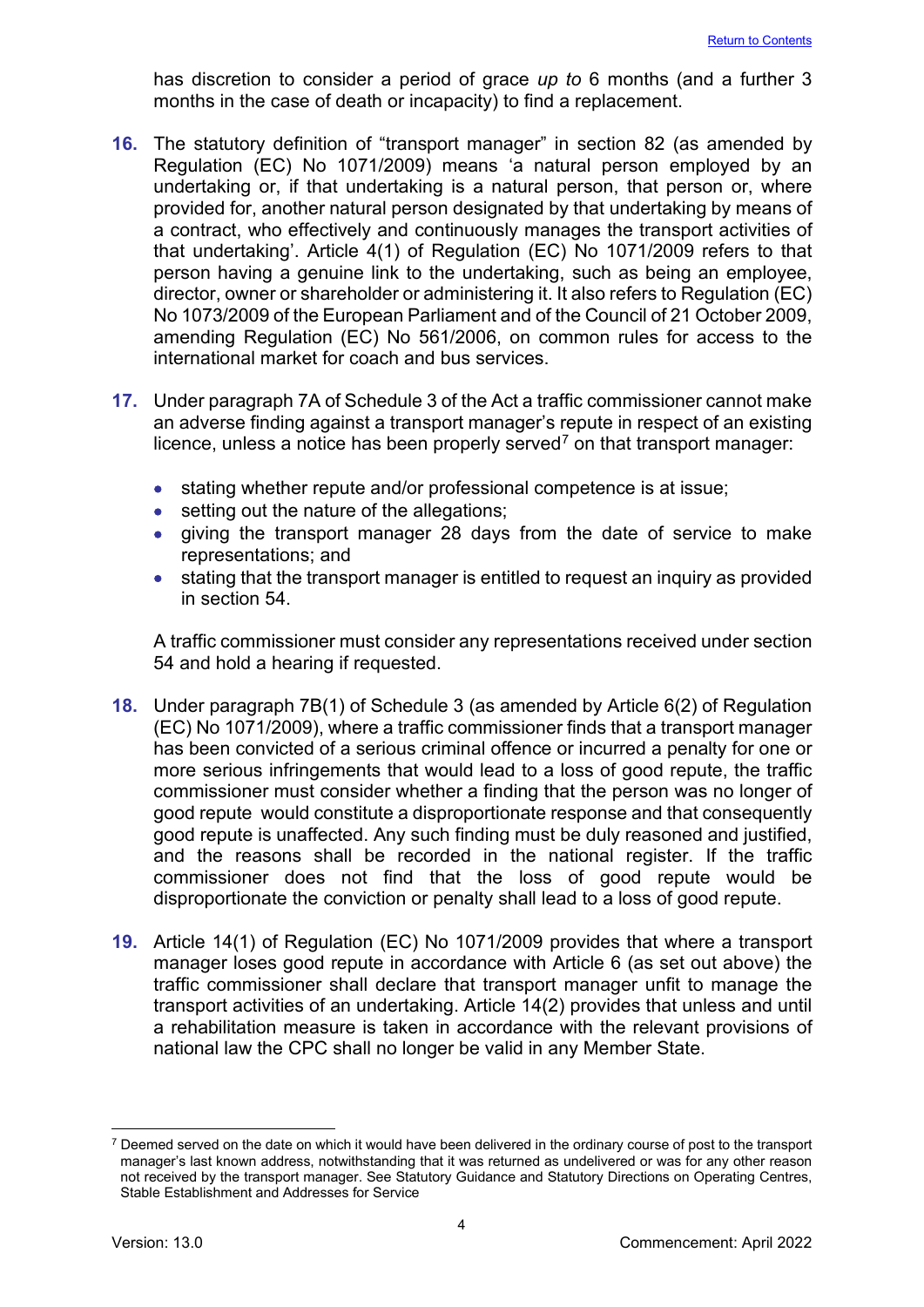has discretion to consider a period of grace *up to* 6 months (and a further 3 months in the case of death or incapacity) to find a replacement.

16. The statutory definition of "transport manager" in section 82 (as amended by Regulation (EC) No 1071/2009) means 'a natural person employed by an undertaking or, if that undertaking is a natural person, that person or, where provided for, another natural person designated by that undertaking by means of a contract, who effectively and continuously manages the transport activities of that undertaking'. Article 4(1) of Regulation (EC) No 1071/2009 refers to that person having a genuine link to the undertaking, such as being an employee, director, owner or shareholder or administering it. It also refers to Regulation (EC) No 1073/2009 of the European Parliament and of the Council of 21 October 2009, amending Regulation (EC) No 561/2006, on common rules for access to the international market for coach and bus services.

17. Under paragraph 7A of Schedule 3 of the Act a traffic commissioner cannot make an adverse finding against a transport manager's repute in respect of an existing licence, unless a notice has been properly served[7] on that transport manager:

   - stating whether repute and/or professional competence is at issue;
   - setting out the nature of the allegations;
   - giving the transport manager 28 days from the date of service to make representations; and
   - stating that the transport manager is entitled to request an inquiry as provided in section 54.

   A traffic commissioner must consider any representations received under section 54 and hold a hearing if requested.

18. Under paragraph 7B(1) of Schedule 3 (as amended by Article 6(2) of Regulation (EC) No 1071/2009), where a traffic commissioner finds that a transport manager has been convicted of a serious criminal offence or incurred a penalty for one or more serious infringements that would lead to a loss of good repute, the traffic commissioner must consider whether a finding that the person was no longer of good repute would constitute a disproportionate response and that consequently good repute is unaffected. Any such finding must be duly reasoned and justified, and the reasons shall be recorded in the national register. If the traffic commissioner does not find that the loss of good repute would be disproportionate the conviction or penalty shall lead to a loss of good repute.

19. Article 14(1) of Regulation (EC) No 1071/2009 provides that where a transport manager loses good repute in accordance with Article 6 (as set out above) the traffic commissioner shall declare that transport manager unfit to manage the transport activities of an undertaking. Article 14(2) provides that unless and until a rehabilitation measure is taken in accordance with the relevant provisions of national law the CPC shall no longer be valid in any Member State.

---

[7] Deemed served on the date on which it would have been delivered in the ordinary course of post to the transport manager's last known address, notwithstanding that it was returned as undelivered or was for any other reason not received by the transport manager. See Statutory Guidance and Statutory Directions on Operating Centres, Stable Establishment and Addresses for Service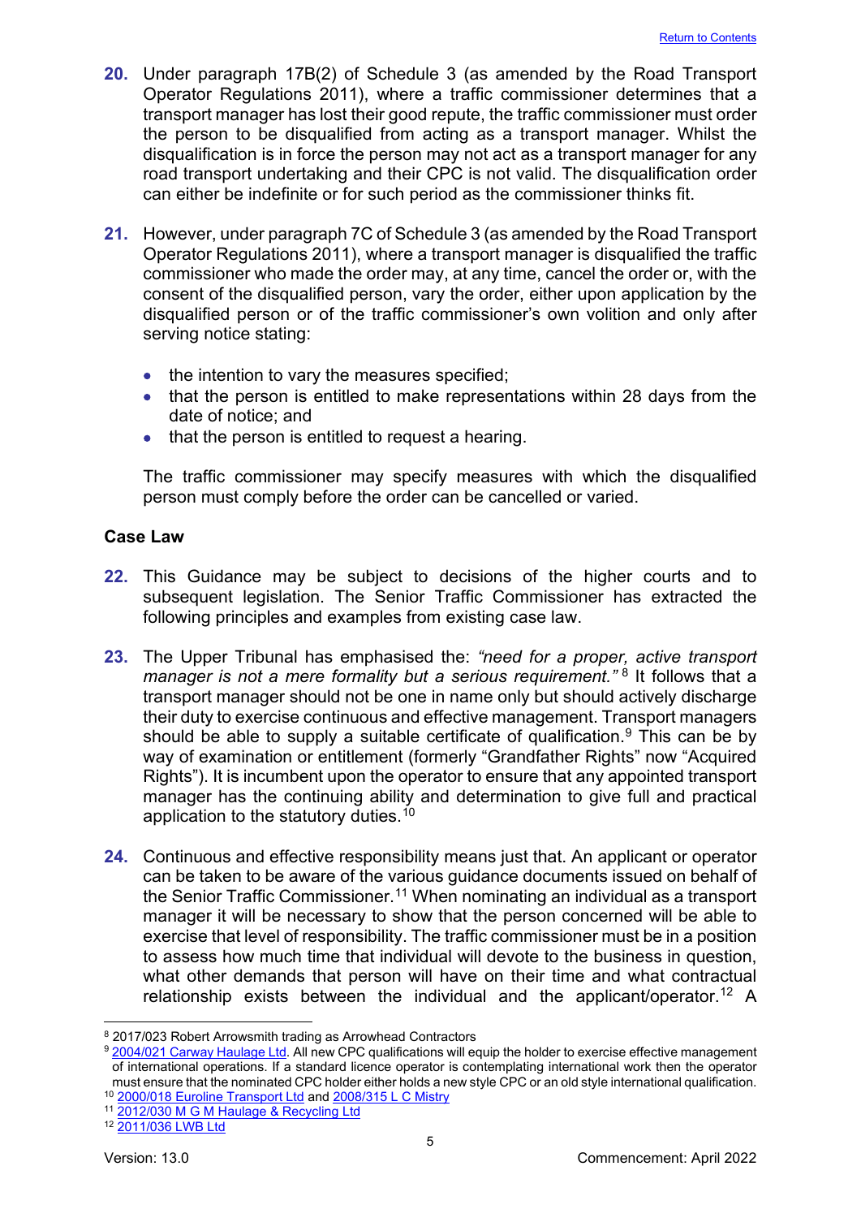**20.** Under paragraph 17B(2) of Schedule 3 (as amended by the Road Transport Operator Regulations 2011), where a traffic commissioner determines that a transport manager has lost their good repute, the traffic commissioner must order the person to be disqualified from acting as a transport manager. Whilst the disqualification is in force the person may not act as a transport manager for any road transport undertaking and their CPC is not valid. The disqualification order can either be indefinite or for such period as the commissioner thinks fit.

**21.** However, under paragraph 7C of Schedule 3 (as amended by the Road Transport Operator Regulations 2011), where a transport manager is disqualified the traffic commissioner who made the order may, at any time, cancel the order or, with the consent of the disqualified person, vary the order, either upon application by the disqualified person or of the traffic commissioner's own volition and only after serving notice stating:

- the intention to vary the measures specified;
- that the person is entitled to make representations within 28 days from the date of notice; and
- that the person is entitled to request a hearing.

The traffic commissioner may specify measures with which the disqualified person must comply before the order can be cancelled or varied.

## Case Law

**22.** This Guidance may be subject to decisions of the higher courts and to subsequent legislation. The Senior Traffic Commissioner has extracted the following principles and examples from existing case law.

**23.** The Upper Tribunal has emphasised the: *"need for a proper, active transport manager is not a mere formality but a serious requirement."* [8] It follows that a transport manager should not be one in name only but should actively discharge their duty to exercise continuous and effective management. Transport managers should be able to supply a suitable certificate of qualification.[9] This can be by way of examination or entitlement (formerly "Grandfather Rights" now "Acquired Rights"). It is incumbent upon the operator to ensure that any appointed transport manager has the continuing ability and determination to give full and practical application to the statutory duties.[10]

**24.** Continuous and effective responsibility means just that. An applicant or operator can be taken to be aware of the various guidance documents issued on behalf of the Senior Traffic Commissioner.[11] When nominating an individual as a transport manager it will be necessary to show that the person concerned will be able to exercise that level of responsibility. The traffic commissioner must be in a position to assess how much time that individual will devote to the business in question, what other demands that person will have on their time and what contractual relationship exists between the individual and the applicant/operator.[12] A

---

[8] 2017/023 Robert Arrowsmith trading as Arrowhead Contractors

[9] 2004/021 Carway Haulage Ltd. All new CPC qualifications will equip the holder to exercise effective management of international operations. If a standard licence operator is contemplating international work then the operator must ensure that the nominated CPC holder either holds a new style CPC or an old style international qualification.

[10] 2000/018 Euroline Transport Ltd and 2008/315 L C Mistry

[11] 2012/030 M G M Haulage & Recycling Ltd

[12] 2011/036 LWB Ltd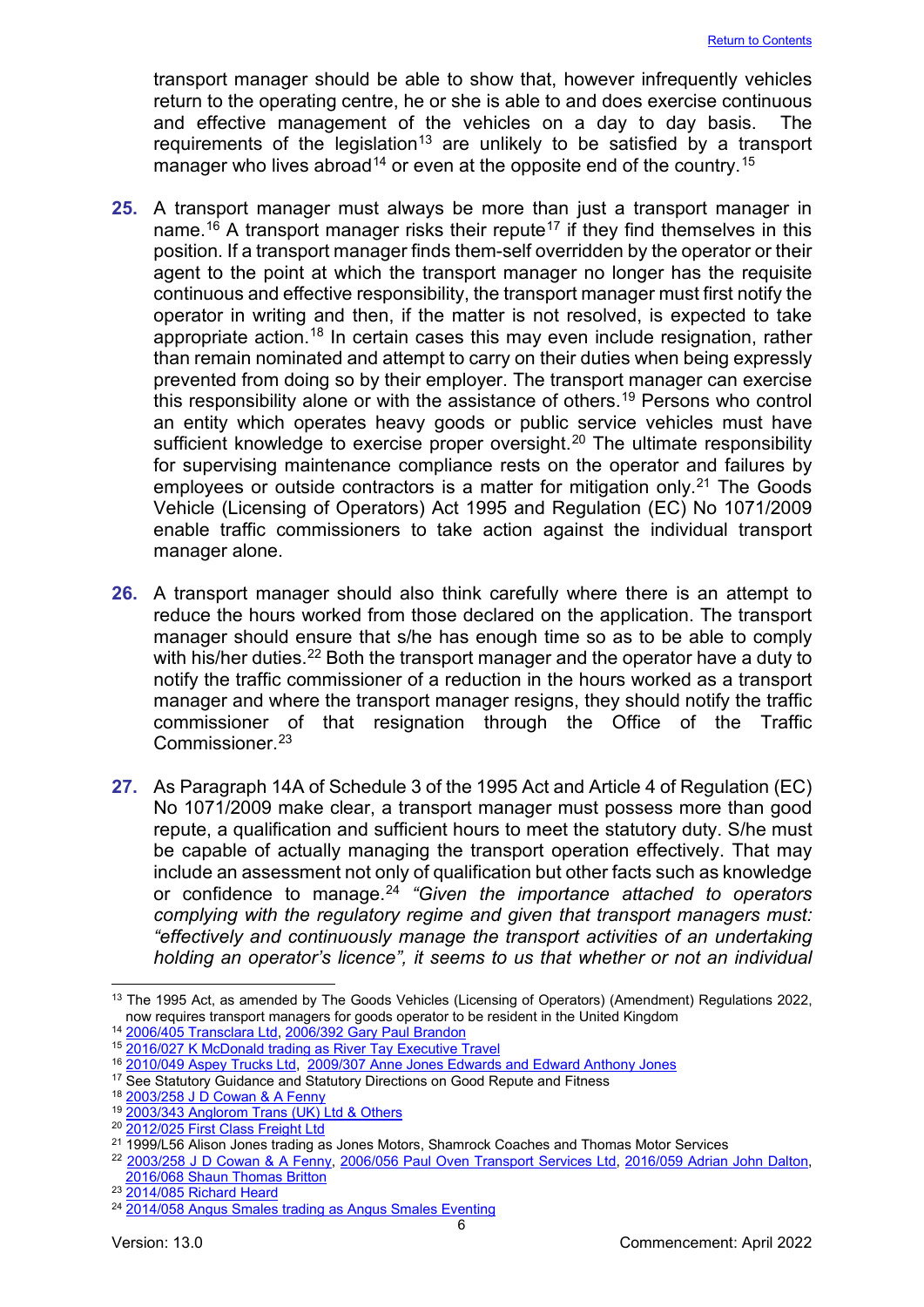transport manager should be able to show that, however infrequently vehicles return to the operating centre, he or she is able to and does exercise continuous and effective management of the vehicles on a day to day basis. The requirements of the legislation[13] are unlikely to be satisfied by a transport manager who lives abroad[14] or even at the opposite end of the country.[15]

**25.** A transport manager must always be more than just a transport manager in name.[16] A transport manager risks their repute[17] if they find themselves in this position. If a transport manager finds them-self overridden by the operator or their agent to the point at which the transport manager no longer has the requisite continuous and effective responsibility, the transport manager must first notify the operator in writing and then, if the matter is not resolved, is expected to take appropriate action.[18] In certain cases this may even include resignation, rather than remain nominated and attempt to carry on their duties when being expressly prevented from doing so by their employer. The transport manager can exercise this responsibility alone or with the assistance of others.[19] Persons who control an entity which operates heavy goods or public service vehicles must have sufficient knowledge to exercise proper oversight.[20] The ultimate responsibility for supervising maintenance compliance rests on the operator and failures by employees or outside contractors is a matter for mitigation only.[21] The Goods Vehicle (Licensing of Operators) Act 1995 and Regulation (EC) No 1071/2009 enable traffic commissioners to take action against the individual transport manager alone.

**26.** A transport manager should also think carefully where there is an attempt to reduce the hours worked from those declared on the application. The transport manager should ensure that s/he has enough time so as to be able to comply with his/her duties.[22] Both the transport manager and the operator have a duty to notify the traffic commissioner of a reduction in the hours worked as a transport manager and where the transport manager resigns, they should notify the traffic commissioner of that resignation through the Office of the Traffic Commissioner.[23]

**27.** As Paragraph 14A of Schedule 3 of the 1995 Act and Article 4 of Regulation (EC) No 1071/2009 make clear, a transport manager must possess more than good repute, a qualification and sufficient hours to meet the statutory duty. S/he must be capable of actually managing the transport operation effectively. That may include an assessment not only of qualification but other facts such as knowledge or confidence to manage.[24] *"Given the importance attached to operators complying with the regulatory regime and given that transport managers must: "effectively and continuously manage the transport activities of an undertaking holding an operator's licence", it seems to us that whether or not an individual*

---

[13] The 1995 Act, as amended by The Goods Vehicles (Licensing of Operators) (Amendment) Regulations 2022, now requires transport managers for goods operator to be resident in the United Kingdom

[14] 2006/405 Transclara Ltd, 2006/392 Gary Paul Brandon

[15] 2016/027 K McDonald trading as River Tay Executive Travel

[16] 2010/049 Aspey Trucks Ltd, 2009/307 Anne Jones Edwards and Edward Anthony Jones

[17] See Statutory Guidance and Statutory Directions on Good Repute and Fitness

[18] 2003/258 J D Cowan & A Fenny

[19] 2003/343 Anglorom Trans (UK) Ltd & Others

[20] 2012/025 First Class Freight Ltd

[21] 1999/L56 Alison Jones trading as Jones Motors, Shamrock Coaches and Thomas Motor Services

[22] 2003/258 J D Cowan & A Fenny, 2006/056 Paul Oven Transport Services Ltd, 2016/059 Adrian John Dalton, 2016/068 Shaun Thomas Britton

[23] 2014/085 Richard Heard

[24] 2014/058 Angus Smales trading as Angus Smales Eventing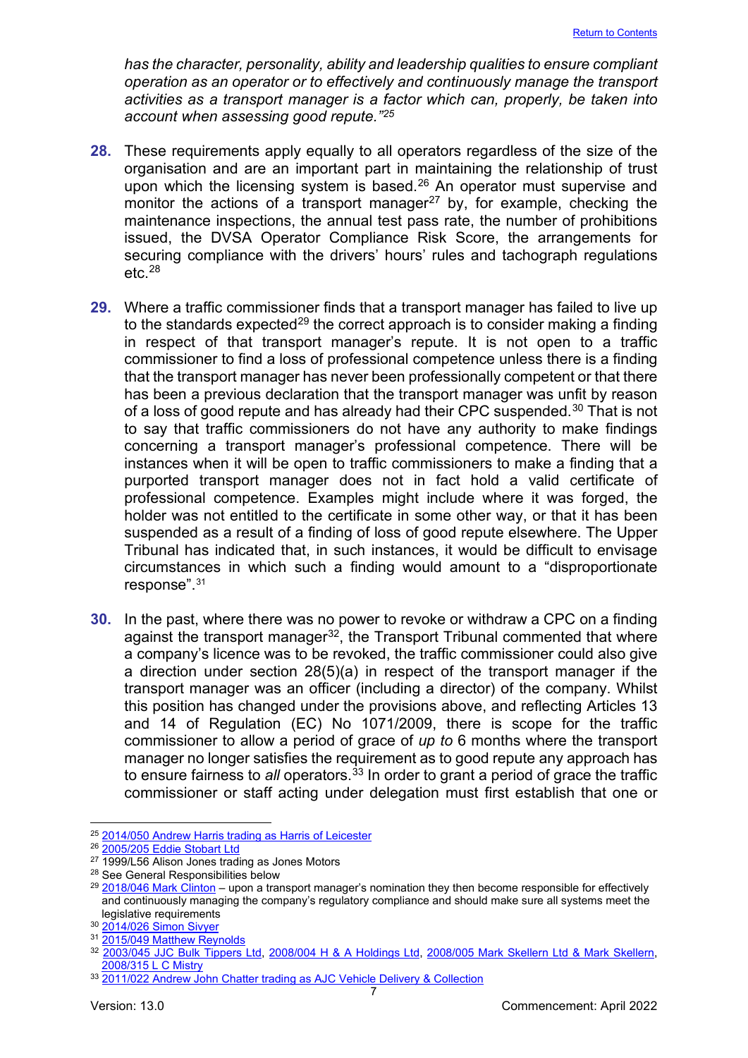*has the character, personality, ability and leadership qualities to ensure compliant operation as an operator or to effectively and continuously manage the transport activities as a transport manager is a factor which can, properly, be taken into account when assessing good repute."*[25]

**28.** These requirements apply equally to all operators regardless of the size of the organisation and are an important part in maintaining the relationship of trust upon which the licensing system is based.[26] An operator must supervise and monitor the actions of a transport manager[27] by, for example, checking the maintenance inspections, the annual test pass rate, the number of prohibitions issued, the DVSA Operator Compliance Risk Score, the arrangements for securing compliance with the drivers' hours' rules and tachograph regulations etc.[28]

**29.** Where a traffic commissioner finds that a transport manager has failed to live up to the standards expected[29] the correct approach is to consider making a finding in respect of that transport manager's repute. It is not open to a traffic commissioner to find a loss of professional competence unless there is a finding that the transport manager has never been professionally competent or that there has been a previous declaration that the transport manager was unfit by reason of a loss of good repute and has already had their CPC suspended.[30] That is not to say that traffic commissioners do not have any authority to make findings concerning a transport manager's professional competence. There will be instances when it will be open to traffic commissioners to make a finding that a purported transport manager does not in fact hold a valid certificate of professional competence. Examples might include where it was forged, the holder was not entitled to the certificate in some other way, or that it has been suspended as a result of a finding of loss of good repute elsewhere. The Upper Tribunal has indicated that, in such instances, it would be difficult to envisage circumstances in which such a finding would amount to a "disproportionate response".[31]

**30.** In the past, where there was no power to revoke or withdraw a CPC on a finding against the transport manager[32], the Transport Tribunal commented that where a company's licence was to be revoked, the traffic commissioner could also give a direction under section 28(5)(a) in respect of the transport manager if the transport manager was an officer (including a director) of the company. Whilst this position has changed under the provisions above, and reflecting Articles 13 and 14 of Regulation (EC) No 1071/2009, there is scope for the traffic commissioner to allow a period of grace of *up to* 6 months where the transport manager no longer satisfies the requirement as to good repute any approach has to ensure fairness to *all* operators.[33] In order to grant a period of grace the traffic commissioner or staff acting under delegation must first establish that one or

---

[25] 2014/050 Andrew Harris trading as Harris of Leicester
[26] 2005/205 Eddie Stobart Ltd
[27] 1999/L56 Alison Jones trading as Jones Motors
[28] See General Responsibilities below
[29] 2018/046 Mark Clinton – upon a transport manager's nomination they then become responsible for effectively and continuously managing the company's regulatory compliance and should make sure all systems meet the legislative requirements
[30] 2014/026 Simon Sivyer
[31] 2015/049 Matthew Reynolds
[32] 2003/045 JJC Bulk Tippers Ltd, 2008/004 H & A Holdings Ltd, 2008/005 Mark Skellern Ltd & Mark Skellern, 2008/315 L C Mistry
[33] 2011/022 Andrew John Chatter trading as AJC Vehicle Delivery & Collection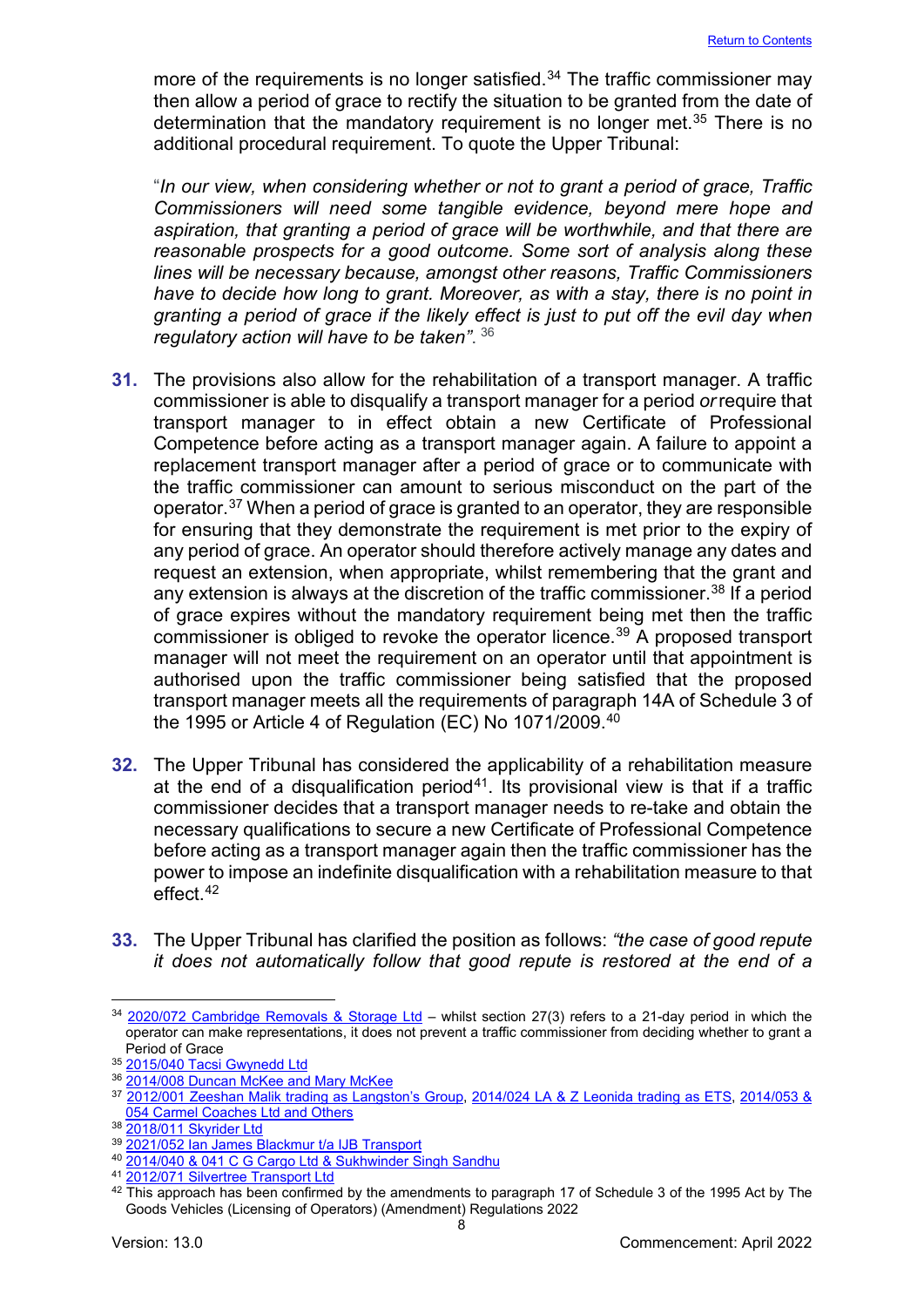more of the requirements is no longer satisfied.[34] The traffic commissioner may then allow a period of grace to rectify the situation to be granted from the date of determination that the mandatory requirement is no longer met.[35] There is no additional procedural requirement. To quote the Upper Tribunal:

"*In our view, when considering whether or not to grant a period of grace, Traffic Commissioners will need some tangible evidence, beyond mere hope and aspiration, that granting a period of grace will be worthwhile, and that there are reasonable prospects for a good outcome. Some sort of analysis along these lines will be necessary because, amongst other reasons, Traffic Commissioners have to decide how long to grant. Moreover, as with a stay, there is no point in granting a period of grace if the likely effect is just to put off the evil day when regulatory action will have to be taken"*. [36]

**31.** The provisions also allow for the rehabilitation of a transport manager. A traffic commissioner is able to disqualify a transport manager for a period *or* require that transport manager to in effect obtain a new Certificate of Professional Competence before acting as a transport manager again. A failure to appoint a replacement transport manager after a period of grace or to communicate with the traffic commissioner can amount to serious misconduct on the part of the operator.[37] When a period of grace is granted to an operator, they are responsible for ensuring that they demonstrate the requirement is met prior to the expiry of any period of grace. An operator should therefore actively manage any dates and request an extension, when appropriate, whilst remembering that the grant and any extension is always at the discretion of the traffic commissioner.[38] If a period of grace expires without the mandatory requirement being met then the traffic commissioner is obliged to revoke the operator licence.[39] A proposed transport manager will not meet the requirement on an operator until that appointment is authorised upon the traffic commissioner being satisfied that the proposed transport manager meets all the requirements of paragraph 14A of Schedule 3 of the 1995 or Article 4 of Regulation (EC) No 1071/2009.[40]

**32.** The Upper Tribunal has considered the applicability of a rehabilitation measure at the end of a disqualification period[41]. Its provisional view is that if a traffic commissioner decides that a transport manager needs to re-take and obtain the necessary qualifications to secure a new Certificate of Professional Competence before acting as a transport manager again then the traffic commissioner has the power to impose an indefinite disqualification with a rehabilitation measure to that effect.[42]

**33.** The Upper Tribunal has clarified the position as follows: *"the case of good repute it does not automatically follow that good repute is restored at the end of a*

---

[34] 2020/072 Cambridge Removals & Storage Ltd – whilst section 27(3) refers to a 21-day period in which the operator can make representations, it does not prevent a traffic commissioner from deciding whether to grant a Period of Grace

[35] 2015/040 Tacsi Gwynedd Ltd

[36] 2014/008 Duncan McKee and Mary McKee

[37] 2012/001 Zeeshan Malik trading as Langston's Group, 2014/024 LA & Z Leonida trading as ETS, 2014/053 & 054 Carmel Coaches Ltd and Others

[38] 2018/011 Skyrider Ltd

[39] 2021/052 Ian James Blackmur t/a IJB Transport

[40] 2014/040 & 041 C G Cargo Ltd & Sukhwinder Singh Sandhu

[41] 2012/071 Silvertree Transport Ltd

[42] This approach has been confirmed by the amendments to paragraph 17 of Schedule 3 of the 1995 Act by The Goods Vehicles (Licensing of Operators) (Amendment) Regulations 2022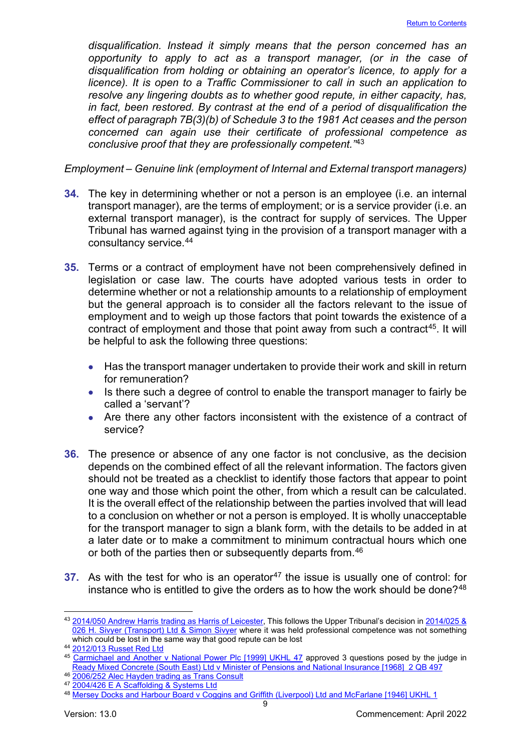*disqualification. Instead it simply means that the person concerned has an opportunity to apply to act as a transport manager, (or in the case of disqualification from holding or obtaining an operator's licence, to apply for a licence). It is open to a Traffic Commissioner to call in such an application to resolve any lingering doubts as to whether good repute, in either capacity, has, in fact, been restored. By contrast at the end of a period of disqualification the effect of paragraph 7B(3)(b) of Schedule 3 to the 1981 Act ceases and the person concerned can again use their certificate of professional competence as conclusive proof that they are professionally competent."*[43]

*Employment – Genuine link (employment of Internal and External transport managers)*

**34.** The key in determining whether or not a person is an employee (i.e. an internal transport manager), are the terms of employment; or is a service provider (i.e. an external transport manager), is the contract for supply of services. The Upper Tribunal has warned against tying in the provision of a transport manager with a consultancy service.[44]

**35.** Terms or a contract of employment have not been comprehensively defined in legislation or case law. The courts have adopted various tests in order to determine whether or not a relationship amounts to a relationship of employment but the general approach is to consider all the factors relevant to the issue of employment and to weigh up those factors that point towards the existence of a contract of employment and those that point away from such a contract[45]. It will be helpful to ask the following three questions:

- Has the transport manager undertaken to provide their work and skill in return for remuneration?
- Is there such a degree of control to enable the transport manager to fairly be called a 'servant'?
- Are there any other factors inconsistent with the existence of a contract of service?

**36.** The presence or absence of any one factor is not conclusive, as the decision depends on the combined effect of all the relevant information. The factors given should not be treated as a checklist to identify those factors that appear to point one way and those which point the other, from which a result can be calculated. It is the overall effect of the relationship between the parties involved that will lead to a conclusion on whether or not a person is employed. It is wholly unacceptable for the transport manager to sign a blank form, with the details to be added in at a later date or to make a commitment to minimum contractual hours which one or both of the parties then or subsequently departs from.[46]

**37.** As with the test for who is an operator[47] the issue is usually one of control: for instance who is entitled to give the orders as to how the work should be done?[48]

---

[43] 2014/050 Andrew Harris trading as Harris of Leicester, This follows the Upper Tribunal's decision in 2014/025 & 026 H. Sivyer (Transport) Ltd & Simon Sivyer where it was held professional competence was not something which could be lost in the same way that good repute can be lost

[44] 2012/013 Russet Red Ltd

[45] Carmichael and Another v National Power Plc [1999] UKHL 47 approved 3 questions posed by the judge in Ready Mixed Concrete (South East) Ltd v Minister of Pensions and National Insurance [1968] 2 QB 497

[46] 2006/252 Alec Hayden trading as Trans Consult

[47] 2004/426 E A Scaffolding & Systems Ltd

[48] Mersey Docks and Harbour Board v Coggins and Griffith (Liverpool) Ltd and McFarlane [1946] UKHL 1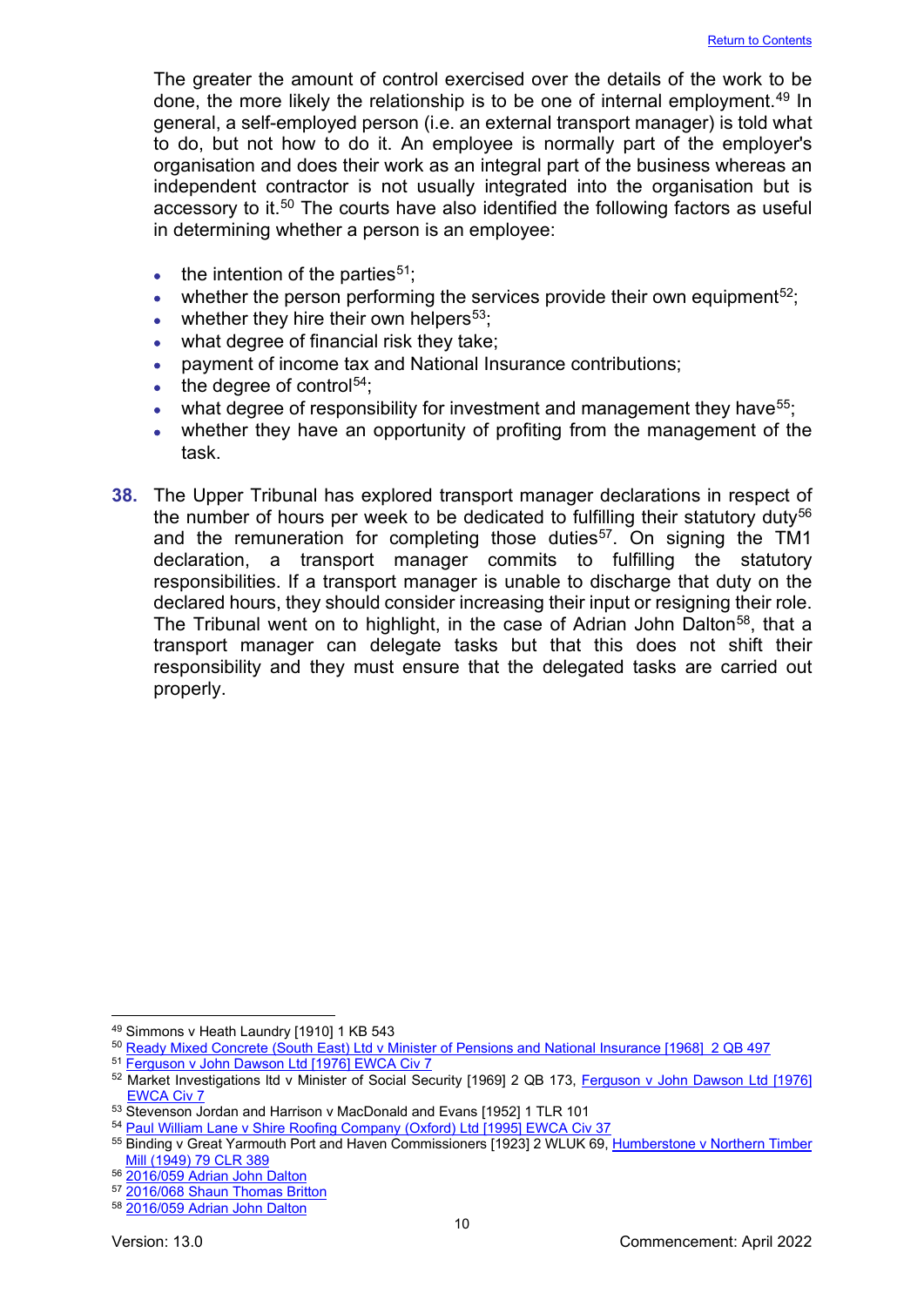The greater the amount of control exercised over the details of the work to be done, the more likely the relationship is to be one of internal employment.[49] In general, a self-employed person (i.e. an external transport manager) is told what to do, but not how to do it. An employee is normally part of the employer's organisation and does their work as an integral part of the business whereas an independent contractor is not usually integrated into the organisation but is accessory to it.[50] The courts have also identified the following factors as useful in determining whether a person is an employee:

- the intention of the parties[51];
- whether the person performing the services provide their own equipment[52];
- whether they hire their own helpers[53];
- what degree of financial risk they take;
- payment of income tax and National Insurance contributions;
- the degree of control[54];
- what degree of responsibility for investment and management they have[55];
- whether they have an opportunity of profiting from the management of the task.

**38.** The Upper Tribunal has explored transport manager declarations in respect of the number of hours per week to be dedicated to fulfilling their statutory duty[56] and the remuneration for completing those duties[57]. On signing the TM1 declaration, a transport manager commits to fulfilling the statutory responsibilities. If a transport manager is unable to discharge that duty on the declared hours, they should consider increasing their input or resigning their role. The Tribunal went on to highlight, in the case of Adrian John Dalton[58], that a transport manager can delegate tasks but that this does not shift their responsibility and they must ensure that the delegated tasks are carried out properly.

---

[49] Simmons v Heath Laundry [1910] 1 KB 543
[50] Ready Mixed Concrete (South East) Ltd v Minister of Pensions and National Insurance [1968] 2 QB 497
[51] Ferguson v John Dawson Ltd [1976] EWCA Civ 7
[52] Market Investigations ltd v Minister of Social Security [1969] 2 QB 173, Ferguson v John Dawson Ltd [1976] EWCA Civ 7
[53] Stevenson Jordan and Harrison v MacDonald and Evans [1952] 1 TLR 101
[54] Paul William Lane v Shire Roofing Company (Oxford) Ltd [1995] EWCA Civ 37
[55] Binding v Great Yarmouth Port and Haven Commissioners [1923] 2 WLUK 69, Humberstone v Northern Timber Mill (1949) 79 CLR 389
[56] 2016/059 Adrian John Dalton
[57] 2016/068 Shaun Thomas Britton
[58] 2016/059 Adrian John Dalton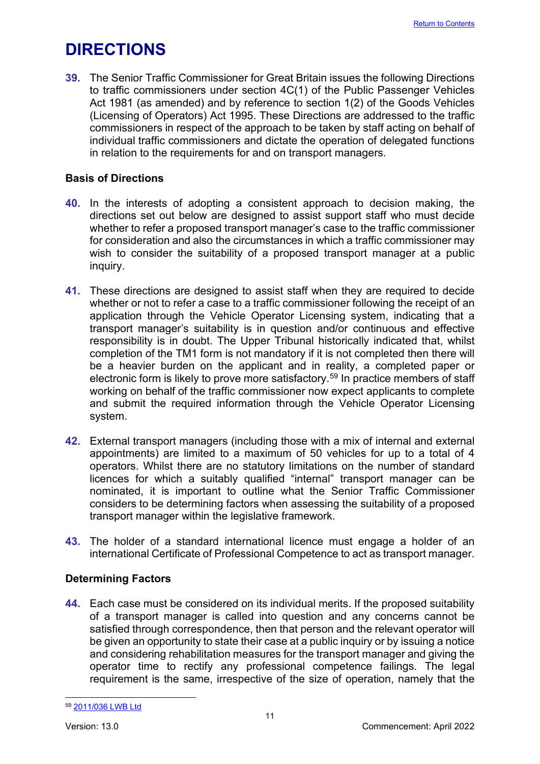# DIRECTIONS

**39.** The Senior Traffic Commissioner for Great Britain issues the following Directions to traffic commissioners under section 4C(1) of the Public Passenger Vehicles Act 1981 (as amended) and by reference to section 1(2) of the Goods Vehicles (Licensing of Operators) Act 1995. These Directions are addressed to the traffic commissioners in respect of the approach to be taken by staff acting on behalf of individual traffic commissioners and dictate the operation of delegated functions in relation to the requirements for and on transport managers.

## Basis of Directions

**40.** In the interests of adopting a consistent approach to decision making, the directions set out below are designed to assist support staff who must decide whether to refer a proposed transport manager's case to the traffic commissioner for consideration and also the circumstances in which a traffic commissioner may wish to consider the suitability of a proposed transport manager at a public inquiry.

**41.** These directions are designed to assist staff when they are required to decide whether or not to refer a case to a traffic commissioner following the receipt of an application through the Vehicle Operator Licensing system, indicating that a transport manager's suitability is in question and/or continuous and effective responsibility is in doubt. The Upper Tribunal historically indicated that, whilst completion of the TM1 form is not mandatory if it is not completed then there will be a heavier burden on the applicant and in reality, a completed paper or electronic form is likely to prove more satisfactory.[59] In practice members of staff working on behalf of the traffic commissioner now expect applicants to complete and submit the required information through the Vehicle Operator Licensing system.

**42.** External transport managers (including those with a mix of internal and external appointments) are limited to a maximum of 50 vehicles for up to a total of 4 operators. Whilst there are no statutory limitations on the number of standard licences for which a suitably qualified "internal" transport manager can be nominated, it is important to outline what the Senior Traffic Commissioner considers to be determining factors when assessing the suitability of a proposed transport manager within the legislative framework.

**43.** The holder of a standard international licence must engage a holder of an international Certificate of Professional Competence to act as transport manager.

## Determining Factors

**44.** Each case must be considered on its individual merits. If the proposed suitability of a transport manager is called into question and any concerns cannot be satisfied through correspondence, then that person and the relevant operator will be given an opportunity to state their case at a public inquiry or by issuing a notice and considering rehabilitation measures for the transport manager and giving the operator time to rectify any professional competence failings. The legal requirement is the same, irrespective of the size of operation, namely that the

[59] 2011/036 LWB Ltd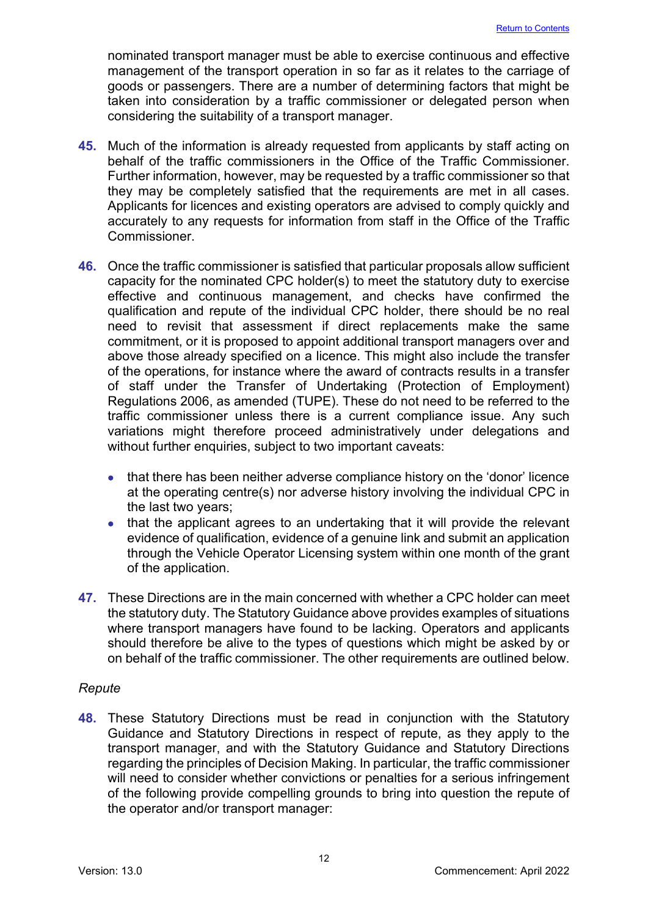nominated transport manager must be able to exercise continuous and effective management of the transport operation in so far as it relates to the carriage of goods or passengers. There are a number of determining factors that might be taken into consideration by a traffic commissioner or delegated person when considering the suitability of a transport manager.

**45.** Much of the information is already requested from applicants by staff acting on behalf of the traffic commissioners in the Office of the Traffic Commissioner. Further information, however, may be requested by a traffic commissioner so that they may be completely satisfied that the requirements are met in all cases. Applicants for licences and existing operators are advised to comply quickly and accurately to any requests for information from staff in the Office of the Traffic Commissioner.

**46.** Once the traffic commissioner is satisfied that particular proposals allow sufficient capacity for the nominated CPC holder(s) to meet the statutory duty to exercise effective and continuous management, and checks have confirmed the qualification and repute of the individual CPC holder, there should be no real need to revisit that assessment if direct replacements make the same commitment, or it is proposed to appoint additional transport managers over and above those already specified on a licence. This might also include the transfer of the operations, for instance where the award of contracts results in a transfer of staff under the Transfer of Undertaking (Protection of Employment) Regulations 2006, as amended (TUPE). These do not need to be referred to the traffic commissioner unless there is a current compliance issue. Any such variations might therefore proceed administratively under delegations and without further enquiries, subject to two important caveats:

- that there has been neither adverse compliance history on the 'donor' licence at the operating centre(s) nor adverse history involving the individual CPC in the last two years;
- that the applicant agrees to an undertaking that it will provide the relevant evidence of qualification, evidence of a genuine link and submit an application through the Vehicle Operator Licensing system within one month of the grant of the application.

**47.** These Directions are in the main concerned with whether a CPC holder can meet the statutory duty. The Statutory Guidance above provides examples of situations where transport managers have found to be lacking. Operators and applicants should therefore be alive to the types of questions which might be asked by or on behalf of the traffic commissioner. The other requirements are outlined below.

*Repute*

**48.** These Statutory Directions must be read in conjunction with the Statutory Guidance and Statutory Directions in respect of repute, as they apply to the transport manager, and with the Statutory Guidance and Statutory Directions regarding the principles of Decision Making. In particular, the traffic commissioner will need to consider whether convictions or penalties for a serious infringement of the following provide compelling grounds to bring into question the repute of the operator and/or transport manager: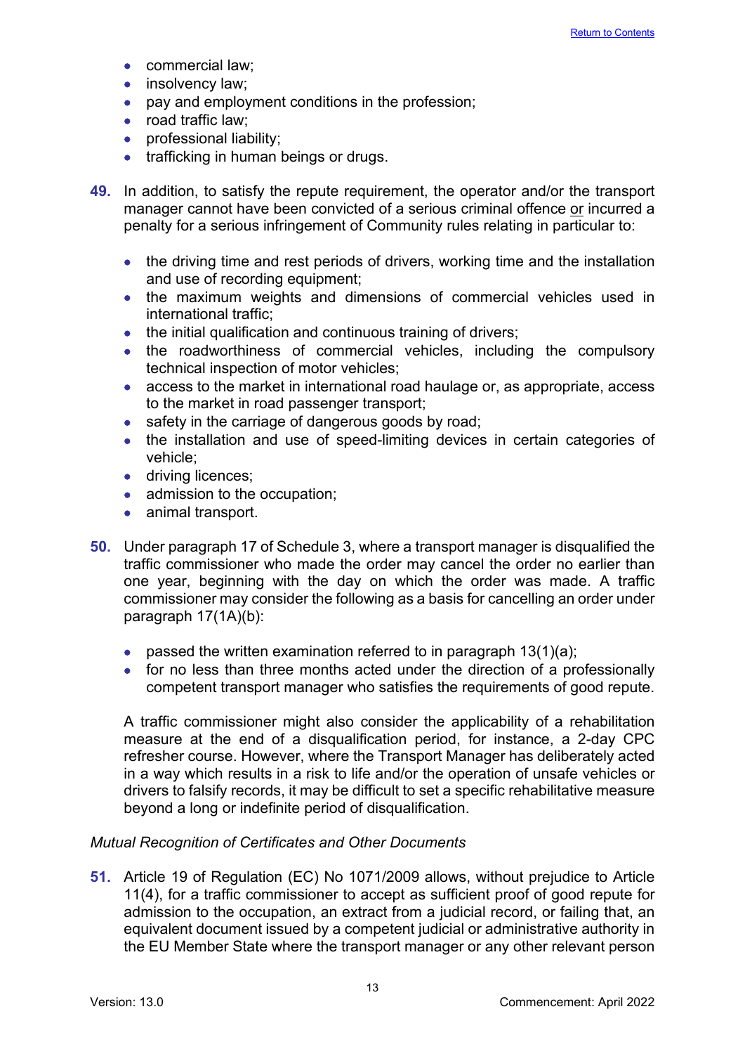- commercial law;
- insolvency law;
- pay and employment conditions in the profession;
- road traffic law;
- professional liability;
- trafficking in human beings or drugs.

**49.** In addition, to satisfy the repute requirement, the operator and/or the transport manager cannot have been convicted of a serious criminal offence <u>or</u> incurred a penalty for a serious infringement of Community rules relating in particular to:

- the driving time and rest periods of drivers, working time and the installation and use of recording equipment;
- the maximum weights and dimensions of commercial vehicles used in international traffic;
- the initial qualification and continuous training of drivers;
- the roadworthiness of commercial vehicles, including the compulsory technical inspection of motor vehicles;
- access to the market in international road haulage or, as appropriate, access to the market in road passenger transport;
- safety in the carriage of dangerous goods by road;
- the installation and use of speed-limiting devices in certain categories of vehicle;
- driving licences;
- admission to the occupation;
- animal transport.

**50.** Under paragraph 17 of Schedule 3, where a transport manager is disqualified the traffic commissioner who made the order may cancel the order no earlier than one year, beginning with the day on which the order was made. A traffic commissioner may consider the following as a basis for cancelling an order under paragraph 17(1A)(b):

- passed the written examination referred to in paragraph 13(1)(a);
- for no less than three months acted under the direction of a professionally competent transport manager who satisfies the requirements of good repute.

A traffic commissioner might also consider the applicability of a rehabilitation measure at the end of a disqualification period, for instance, a 2-day CPC refresher course. However, where the Transport Manager has deliberately acted in a way which results in a risk to life and/or the operation of unsafe vehicles or drivers to falsify records, it may be difficult to set a specific rehabilitative measure beyond a long or indefinite period of disqualification.

*Mutual Recognition of Certificates and Other Documents*

**51.** Article 19 of Regulation (EC) No 1071/2009 allows, without prejudice to Article 11(4), for a traffic commissioner to accept as sufficient proof of good repute for admission to the occupation, an extract from a judicial record, or failing that, an equivalent document issued by a competent judicial or administrative authority in the EU Member State where the transport manager or any other relevant person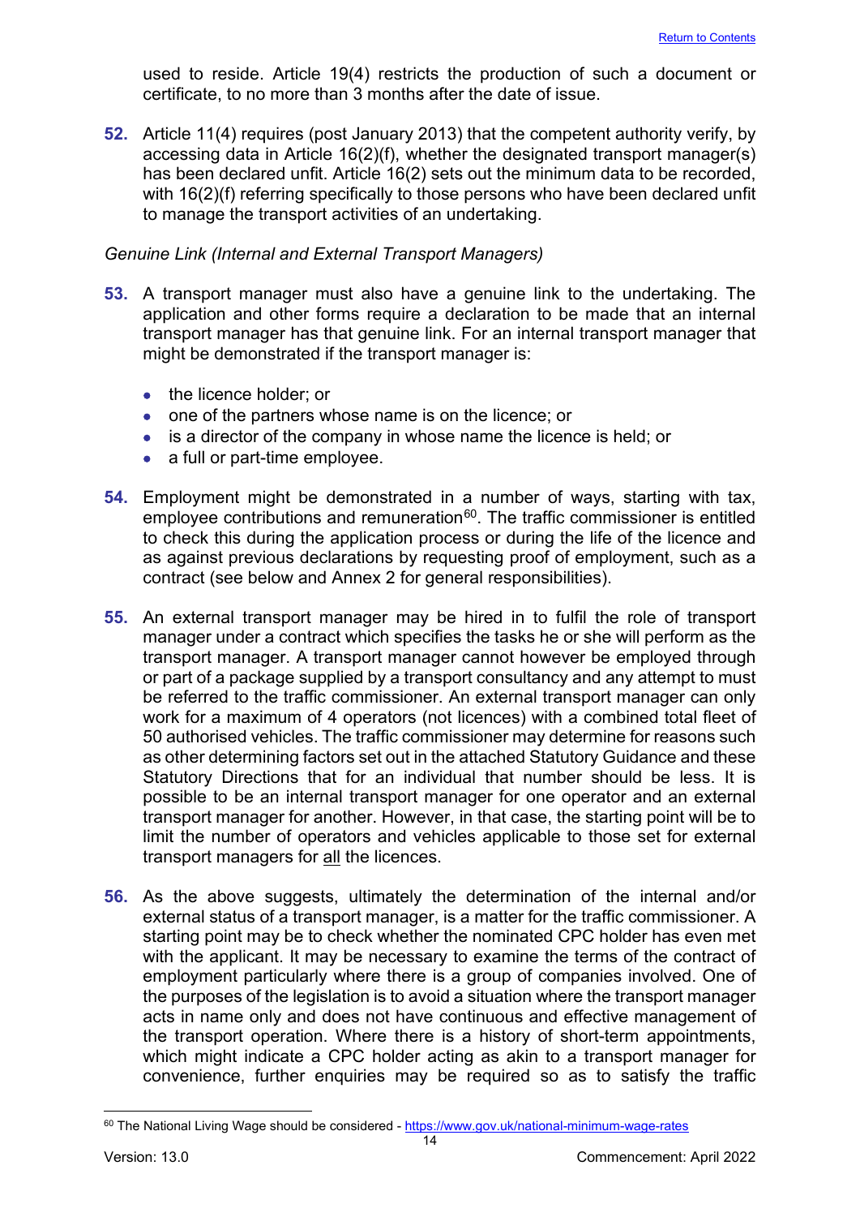used to reside. Article 19(4) restricts the production of such a document or certificate, to no more than 3 months after the date of issue.

**52.** Article 11(4) requires (post January 2013) that the competent authority verify, by accessing data in Article 16(2)(f), whether the designated transport manager(s) has been declared unfit. Article 16(2) sets out the minimum data to be recorded, with 16(2)(f) referring specifically to those persons who have been declared unfit to manage the transport activities of an undertaking.

*Genuine Link (Internal and External Transport Managers)*

**53.** A transport manager must also have a genuine link to the undertaking. The application and other forms require a declaration to be made that an internal transport manager has that genuine link. For an internal transport manager that might be demonstrated if the transport manager is:

- the licence holder; or
- one of the partners whose name is on the licence; or
- is a director of the company in whose name the licence is held; or
- a full or part-time employee.

**54.** Employment might be demonstrated in a number of ways, starting with tax, employee contributions and remuneration[60]. The traffic commissioner is entitled to check this during the application process or during the life of the licence and as against previous declarations by requesting proof of employment, such as a contract (see below and Annex 2 for general responsibilities).

**55.** An external transport manager may be hired in to fulfil the role of transport manager under a contract which specifies the tasks he or she will perform as the transport manager. A transport manager cannot however be employed through or part of a package supplied by a transport consultancy and any attempt to must be referred to the traffic commissioner. An external transport manager can only work for a maximum of 4 operators (not licences) with a combined total fleet of 50 authorised vehicles. The traffic commissioner may determine for reasons such as other determining factors set out in the attached Statutory Guidance and these Statutory Directions that for an individual that number should be less. It is possible to be an internal transport manager for one operator and an external transport manager for another. However, in that case, the starting point will be to limit the number of operators and vehicles applicable to those set for external transport managers for <u>all</u> the licences.

**56.** As the above suggests, ultimately the determination of the internal and/or external status of a transport manager, is a matter for the traffic commissioner. A starting point may be to check whether the nominated CPC holder has even met with the applicant. It may be necessary to examine the terms of the contract of employment particularly where there is a group of companies involved. One of the purposes of the legislation is to avoid a situation where the transport manager acts in name only and does not have continuous and effective management of the transport operation. Where there is a history of short-term appointments, which might indicate a CPC holder acting as akin to a transport manager for convenience, further enquiries may be required so as to satisfy the traffic

---

[60] The National Living Wage should be considered - https://www.gov.uk/national-minimum-wage-rates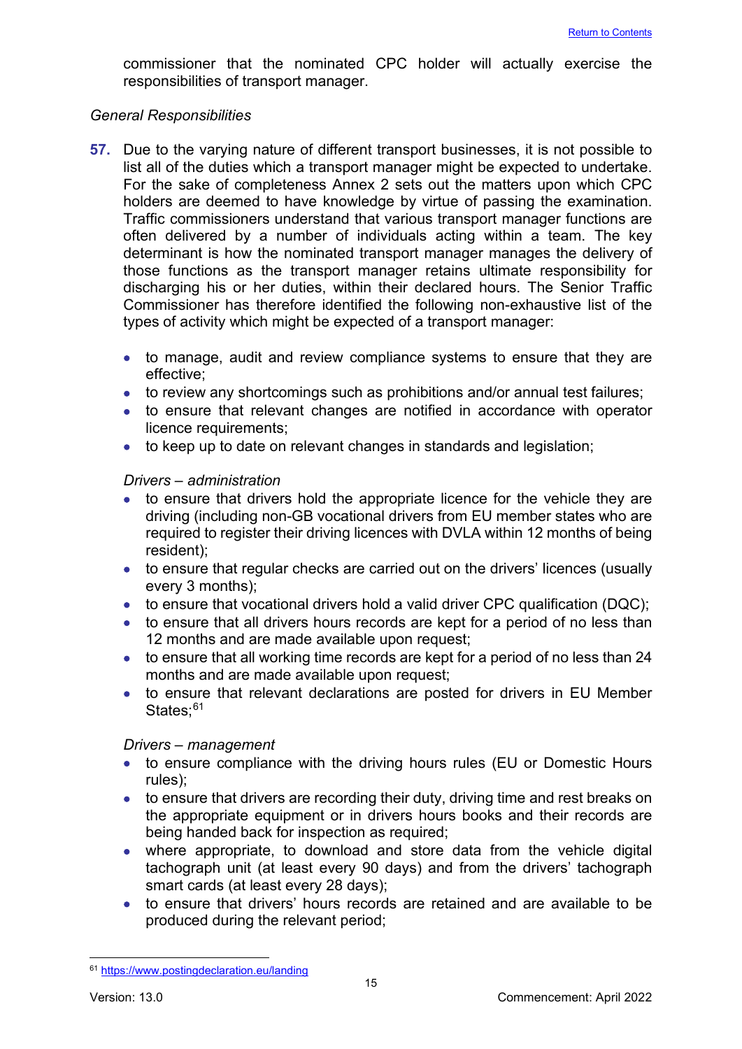commissioner that the nominated CPC holder will actually exercise the responsibilities of transport manager.

*General Responsibilities*

**57.** Due to the varying nature of different transport businesses, it is not possible to list all of the duties which a transport manager might be expected to undertake. For the sake of completeness Annex 2 sets out the matters upon which CPC holders are deemed to have knowledge by virtue of passing the examination. Traffic commissioners understand that various transport manager functions are often delivered by a number of individuals acting within a team. The key determinant is how the nominated transport manager manages the delivery of those functions as the transport manager retains ultimate responsibility for discharging his or her duties, within their declared hours. The Senior Traffic Commissioner has therefore identified the following non-exhaustive list of the types of activity which might be expected of a transport manager:

- to manage, audit and review compliance systems to ensure that they are effective;
- to review any shortcomings such as prohibitions and/or annual test failures;
- to ensure that relevant changes are notified in accordance with operator licence requirements;
- to keep up to date on relevant changes in standards and legislation;

*Drivers – administration*

- to ensure that drivers hold the appropriate licence for the vehicle they are driving (including non-GB vocational drivers from EU member states who are required to register their driving licences with DVLA within 12 months of being resident);
- to ensure that regular checks are carried out on the drivers' licences (usually every 3 months);
- to ensure that vocational drivers hold a valid driver CPC qualification (DQC);
- to ensure that all drivers hours records are kept for a period of no less than 12 months and are made available upon request;
- to ensure that all working time records are kept for a period of no less than 24 months and are made available upon request;
- to ensure that relevant declarations are posted for drivers in EU Member States;[61]

*Drivers – management*

- to ensure compliance with the driving hours rules (EU or Domestic Hours rules);
- to ensure that drivers are recording their duty, driving time and rest breaks on the appropriate equipment or in drivers hours books and their records are being handed back for inspection as required;
- where appropriate, to download and store data from the vehicle digital tachograph unit (at least every 90 days) and from the drivers' tachograph smart cards (at least every 28 days);
- to ensure that drivers' hours records are retained and are available to be produced during the relevant period;

[61] https://www.postingdeclaration.eu/landing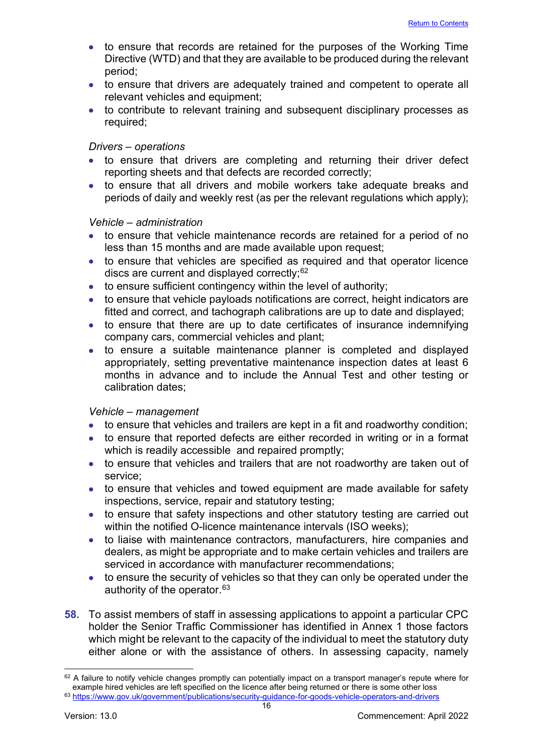- to ensure that records are retained for the purposes of the Working Time Directive (WTD) and that they are available to be produced during the relevant period;
- to ensure that drivers are adequately trained and competent to operate all relevant vehicles and equipment;
- to contribute to relevant training and subsequent disciplinary processes as required;

*Drivers – operations*

- to ensure that drivers are completing and returning their driver defect reporting sheets and that defects are recorded correctly;
- to ensure that all drivers and mobile workers take adequate breaks and periods of daily and weekly rest (as per the relevant regulations which apply);

*Vehicle – administration*

- to ensure that vehicle maintenance records are retained for a period of no less than 15 months and are made available upon request;
- to ensure that vehicles are specified as required and that operator licence discs are current and displayed correctly;[62]
- to ensure sufficient contingency within the level of authority;
- to ensure that vehicle payloads notifications are correct, height indicators are fitted and correct, and tachograph calibrations are up to date and displayed;
- to ensure that there are up to date certificates of insurance indemnifying company cars, commercial vehicles and plant;
- to ensure a suitable maintenance planner is completed and displayed appropriately, setting preventative maintenance inspection dates at least 6 months in advance and to include the Annual Test and other testing or calibration dates;

*Vehicle – management*

- to ensure that vehicles and trailers are kept in a fit and roadworthy condition;
- to ensure that reported defects are either recorded in writing or in a format which is readily accessible and repaired promptly;
- to ensure that vehicles and trailers that are not roadworthy are taken out of service;
- to ensure that vehicles and towed equipment are made available for safety inspections, service, repair and statutory testing;
- to ensure that safety inspections and other statutory testing are carried out within the notified O-licence maintenance intervals (ISO weeks);
- to liaise with maintenance contractors, manufacturers, hire companies and dealers, as might be appropriate and to make certain vehicles and trailers are serviced in accordance with manufacturer recommendations;
- to ensure the security of vehicles so that they can only be operated under the authority of the operator.[63]

**58.** To assist members of staff in assessing applications to appoint a particular CPC holder the Senior Traffic Commissioner has identified in Annex 1 those factors which might be relevant to the capacity of the individual to meet the statutory duty either alone or with the assistance of others. In assessing capacity, namely

---

[62] A failure to notify vehicle changes promptly can potentially impact on a transport manager's repute where for example hired vehicles are left specified on the licence after being returned or there is some other loss

[63] https://www.gov.uk/government/publications/security-guidance-for-goods-vehicle-operators-and-drivers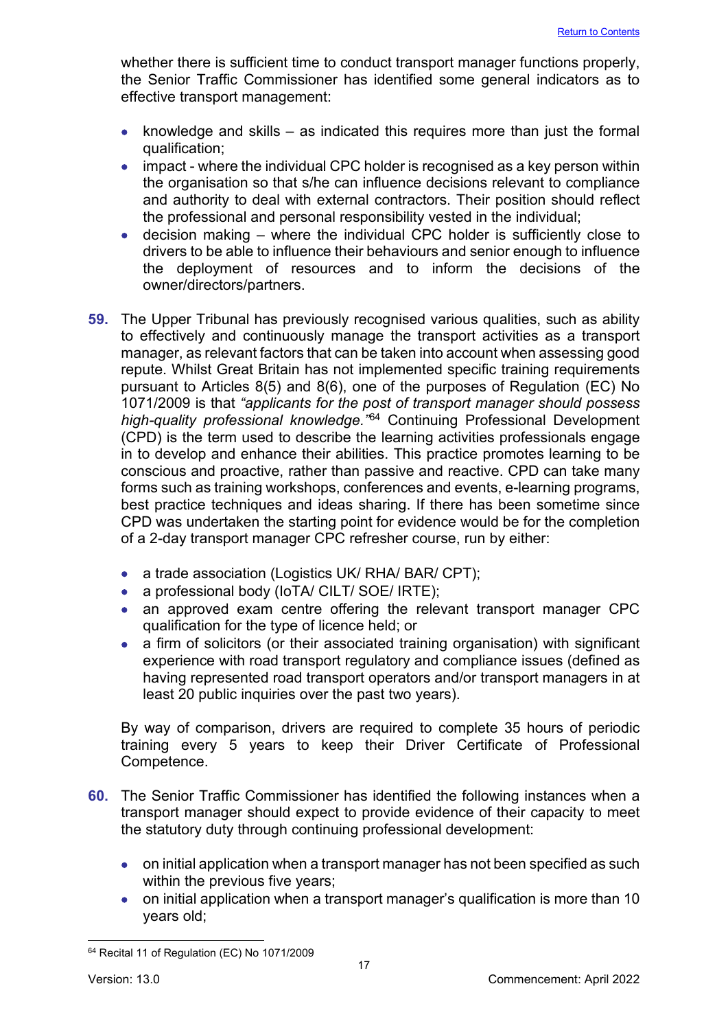whether there is sufficient time to conduct transport manager functions properly, the Senior Traffic Commissioner has identified some general indicators as to effective transport management:

- knowledge and skills – as indicated this requires more than just the formal qualification;
- impact - where the individual CPC holder is recognised as a key person within the organisation so that s/he can influence decisions relevant to compliance and authority to deal with external contractors. Their position should reflect the professional and personal responsibility vested in the individual;
- decision making – where the individual CPC holder is sufficiently close to drivers to be able to influence their behaviours and senior enough to influence the deployment of resources and to inform the decisions of the owner/directors/partners.

**59.** The Upper Tribunal has previously recognised various qualities, such as ability to effectively and continuously manage the transport activities as a transport manager, as relevant factors that can be taken into account when assessing good repute. Whilst Great Britain has not implemented specific training requirements pursuant to Articles 8(5) and 8(6), one of the purposes of Regulation (EC) No 1071/2009 is that *"applicants for the post of transport manager should possess high-quality professional knowledge."*[64] Continuing Professional Development (CPD) is the term used to describe the learning activities professionals engage in to develop and enhance their abilities. This practice promotes learning to be conscious and proactive, rather than passive and reactive. CPD can take many forms such as training workshops, conferences and events, e-learning programs, best practice techniques and ideas sharing. If there has been sometime since CPD was undertaken the starting point for evidence would be for the completion of a 2-day transport manager CPC refresher course, run by either:

- a trade association (Logistics UK/ RHA/ BAR/ CPT);
- a professional body (IoTA/ CILT/ SOE/ IRTE);
- an approved exam centre offering the relevant transport manager CPC qualification for the type of licence held; or
- a firm of solicitors (or their associated training organisation) with significant experience with road transport regulatory and compliance issues (defined as having represented road transport operators and/or transport managers in at least 20 public inquiries over the past two years).

By way of comparison, drivers are required to complete 35 hours of periodic training every 5 years to keep their Driver Certificate of Professional Competence.

**60.** The Senior Traffic Commissioner has identified the following instances when a transport manager should expect to provide evidence of their capacity to meet the statutory duty through continuing professional development:

- on initial application when a transport manager has not been specified as such within the previous five years;
- on initial application when a transport manager's qualification is more than 10 years old;

[64] Recital 11 of Regulation (EC) No 1071/2009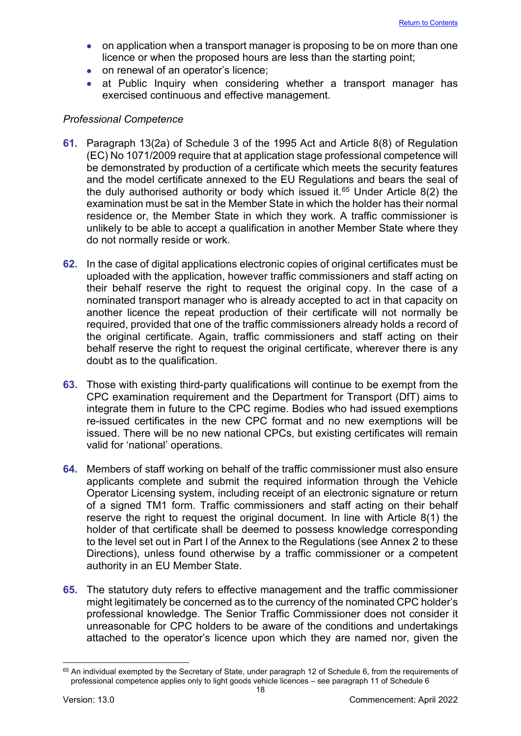- on application when a transport manager is proposing to be on more than one licence or when the proposed hours are less than the starting point;
- on renewal of an operator's licence;
- at Public Inquiry when considering whether a transport manager has exercised continuous and effective management.

*Professional Competence*

**61.** Paragraph 13(2a) of Schedule 3 of the 1995 Act and Article 8(8) of Regulation (EC) No 1071/2009 require that at application stage professional competence will be demonstrated by production of a certificate which meets the security features and the model certificate annexed to the EU Regulations and bears the seal of the duly authorised authority or body which issued it.[65] Under Article 8(2) the examination must be sat in the Member State in which the holder has their normal residence or, the Member State in which they work. A traffic commissioner is unlikely to be able to accept a qualification in another Member State where they do not normally reside or work.

**62.** In the case of digital applications electronic copies of original certificates must be uploaded with the application, however traffic commissioners and staff acting on their behalf reserve the right to request the original copy. In the case of a nominated transport manager who is already accepted to act in that capacity on another licence the repeat production of their certificate will not normally be required, provided that one of the traffic commissioners already holds a record of the original certificate. Again, traffic commissioners and staff acting on their behalf reserve the right to request the original certificate, wherever there is any doubt as to the qualification.

**63.** Those with existing third-party qualifications will continue to be exempt from the CPC examination requirement and the Department for Transport (DfT) aims to integrate them in future to the CPC regime. Bodies who had issued exemptions re-issued certificates in the new CPC format and no new exemptions will be issued. There will be no new national CPCs, but existing certificates will remain valid for 'national' operations.

**64.** Members of staff working on behalf of the traffic commissioner must also ensure applicants complete and submit the required information through the Vehicle Operator Licensing system, including receipt of an electronic signature or return of a signed TM1 form. Traffic commissioners and staff acting on their behalf reserve the right to request the original document. In line with Article 8(1) the holder of that certificate shall be deemed to possess knowledge corresponding to the level set out in Part I of the Annex to the Regulations (see Annex 2 to these Directions), unless found otherwise by a traffic commissioner or a competent authority in an EU Member State.

**65.** The statutory duty refers to effective management and the traffic commissioner might legitimately be concerned as to the currency of the nominated CPC holder's professional knowledge. The Senior Traffic Commissioner does not consider it unreasonable for CPC holders to be aware of the conditions and undertakings attached to the operator's licence upon which they are named nor, given the

---

[65] An individual exempted by the Secretary of State, under paragraph 12 of Schedule 6, from the requirements of professional competence applies only to light goods vehicle licences – see paragraph 11 of Schedule 6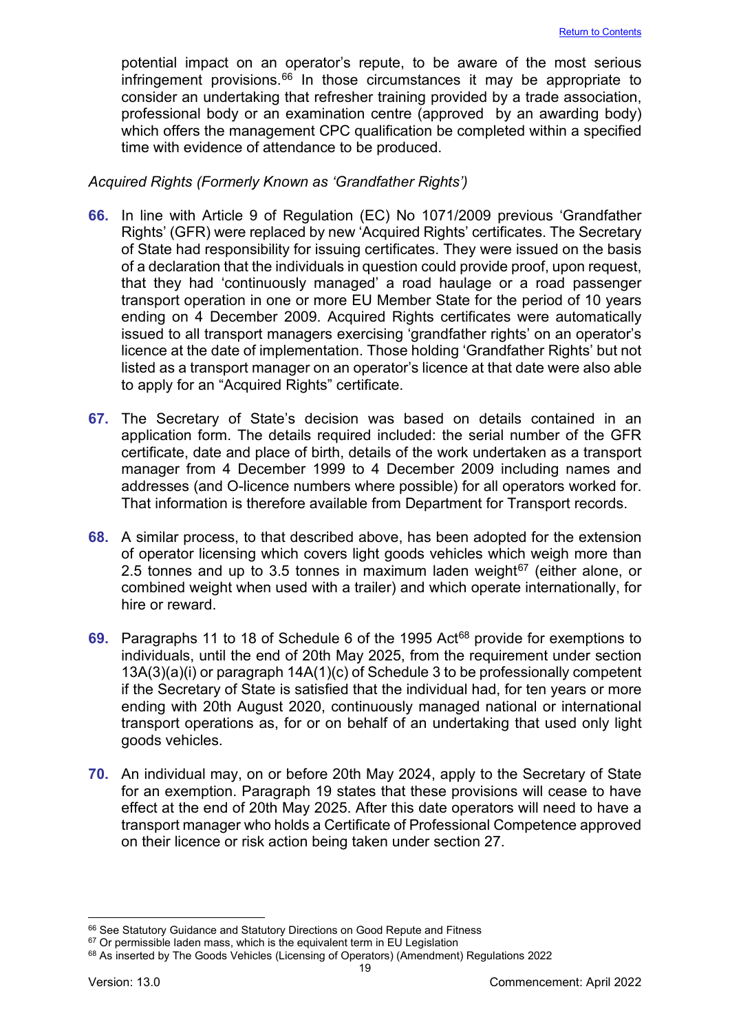potential impact on an operator's repute, to be aware of the most serious infringement provisions.[66] In those circumstances it may be appropriate to consider an undertaking that refresher training provided by a trade association, professional body or an examination centre (approved by an awarding body) which offers the management CPC qualification be completed within a specified time with evidence of attendance to be produced.

*Acquired Rights (Formerly Known as 'Grandfather Rights')*

**66.** In line with Article 9 of Regulation (EC) No 1071/2009 previous 'Grandfather Rights' (GFR) were replaced by new 'Acquired Rights' certificates. The Secretary of State had responsibility for issuing certificates. They were issued on the basis of a declaration that the individuals in question could provide proof, upon request, that they had 'continuously managed' a road haulage or a road passenger transport operation in one or more EU Member State for the period of 10 years ending on 4 December 2009. Acquired Rights certificates were automatically issued to all transport managers exercising 'grandfather rights' on an operator's licence at the date of implementation. Those holding 'Grandfather Rights' but not listed as a transport manager on an operator's licence at that date were also able to apply for an "Acquired Rights" certificate.

**67.** The Secretary of State's decision was based on details contained in an application form. The details required included: the serial number of the GFR certificate, date and place of birth, details of the work undertaken as a transport manager from 4 December 1999 to 4 December 2009 including names and addresses (and O-licence numbers where possible) for all operators worked for. That information is therefore available from Department for Transport records.

**68.** A similar process, to that described above, has been adopted for the extension of operator licensing which covers light goods vehicles which weigh more than 2.5 tonnes and up to 3.5 tonnes in maximum laden weight[67] (either alone, or combined weight when used with a trailer) and which operate internationally, for hire or reward.

**69.** Paragraphs 11 to 18 of Schedule 6 of the 1995 Act[68] provide for exemptions to individuals, until the end of 20th May 2025, from the requirement under section 13A(3)(a)(i) or paragraph 14A(1)(c) of Schedule 3 to be professionally competent if the Secretary of State is satisfied that the individual had, for ten years or more ending with 20th August 2020, continuously managed national or international transport operations as, for or on behalf of an undertaking that used only light goods vehicles.

**70.** An individual may, on or before 20th May 2024, apply to the Secretary of State for an exemption. Paragraph 19 states that these provisions will cease to have effect at the end of 20th May 2025. After this date operators will need to have a transport manager who holds a Certificate of Professional Competence approved on their licence or risk action being taken under section 27.

---

[66] See Statutory Guidance and Statutory Directions on Good Repute and Fitness

[67] Or permissible laden mass, which is the equivalent term in EU Legislation

[68] As inserted by The Goods Vehicles (Licensing of Operators) (Amendment) Regulations 2022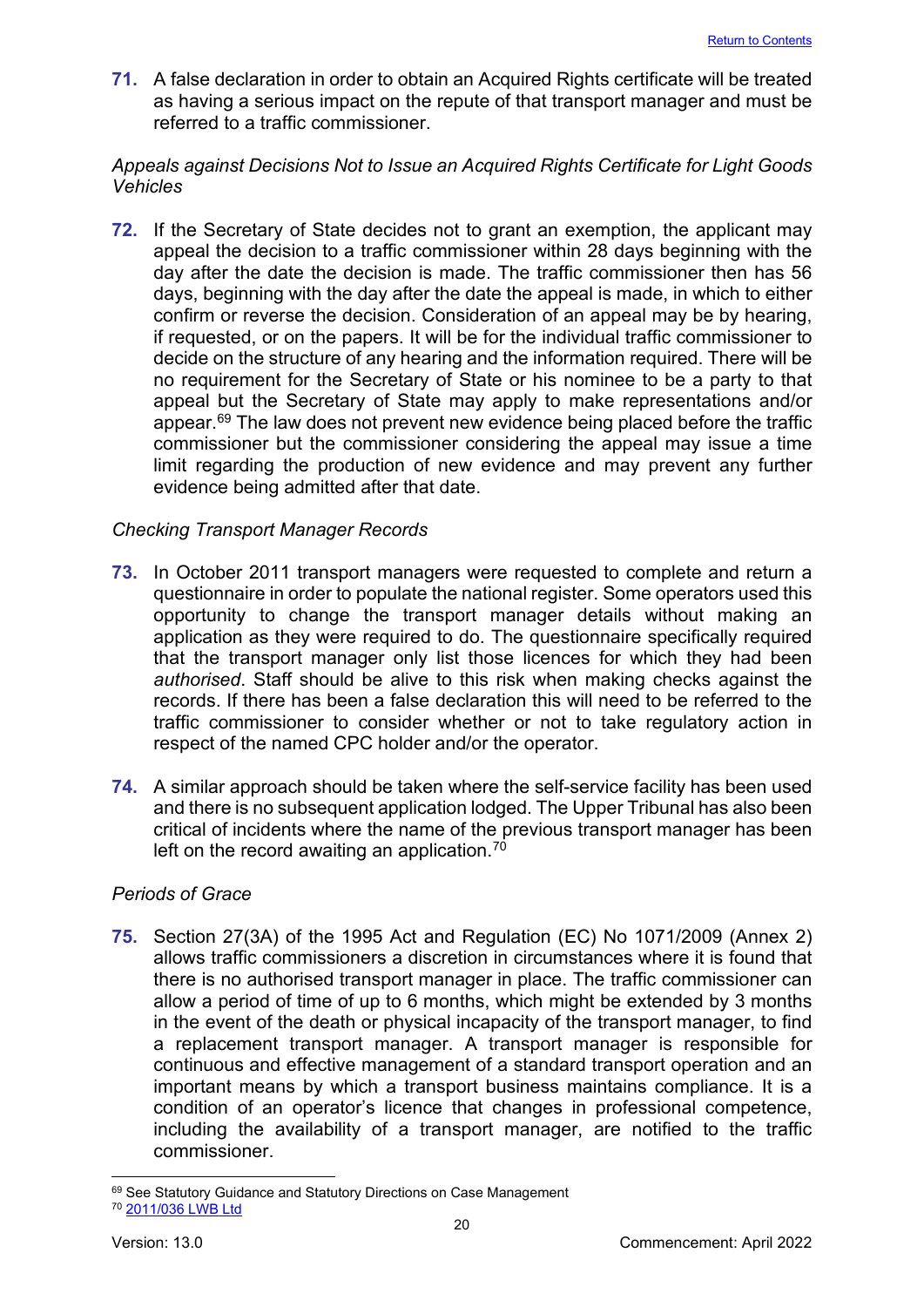**71.** A false declaration in order to obtain an Acquired Rights certificate will be treated as having a serious impact on the repute of that transport manager and must be referred to a traffic commissioner.

*Appeals against Decisions Not to Issue an Acquired Rights Certificate for Light Goods Vehicles*

**72.** If the Secretary of State decides not to grant an exemption, the applicant may appeal the decision to a traffic commissioner within 28 days beginning with the day after the date the decision is made. The traffic commissioner then has 56 days, beginning with the day after the date the appeal is made, in which to either confirm or reverse the decision. Consideration of an appeal may be by hearing, if requested, or on the papers. It will be for the individual traffic commissioner to decide on the structure of any hearing and the information required. There will be no requirement for the Secretary of State or his nominee to be a party to that appeal but the Secretary of State may apply to make representations and/or appear.[69] The law does not prevent new evidence being placed before the traffic commissioner but the commissioner considering the appeal may issue a time limit regarding the production of new evidence and may prevent any further evidence being admitted after that date.

*Checking Transport Manager Records*

**73.** In October 2011 transport managers were requested to complete and return a questionnaire in order to populate the national register. Some operators used this opportunity to change the transport manager details without making an application as they were required to do. The questionnaire specifically required that the transport manager only list those licences for which they had been *authorised*. Staff should be alive to this risk when making checks against the records. If there has been a false declaration this will need to be referred to the traffic commissioner to consider whether or not to take regulatory action in respect of the named CPC holder and/or the operator.

**74.** A similar approach should be taken where the self-service facility has been used and there is no subsequent application lodged. The Upper Tribunal has also been critical of incidents where the name of the previous transport manager has been left on the record awaiting an application.[70]

*Periods of Grace*

**75.** Section 27(3A) of the 1995 Act and Regulation (EC) No 1071/2009 (Annex 2) allows traffic commissioners a discretion in circumstances where it is found that there is no authorised transport manager in place. The traffic commissioner can allow a period of time of up to 6 months, which might be extended by 3 months in the event of the death or physical incapacity of the transport manager, to find a replacement transport manager. A transport manager is responsible for continuous and effective management of a standard transport operation and an important means by which a transport business maintains compliance. It is a condition of an operator's licence that changes in professional competence, including the availability of a transport manager, are notified to the traffic commissioner.

---

[69] See Statutory Guidance and Statutory Directions on Case Management

[70] 2011/036 LWB Ltd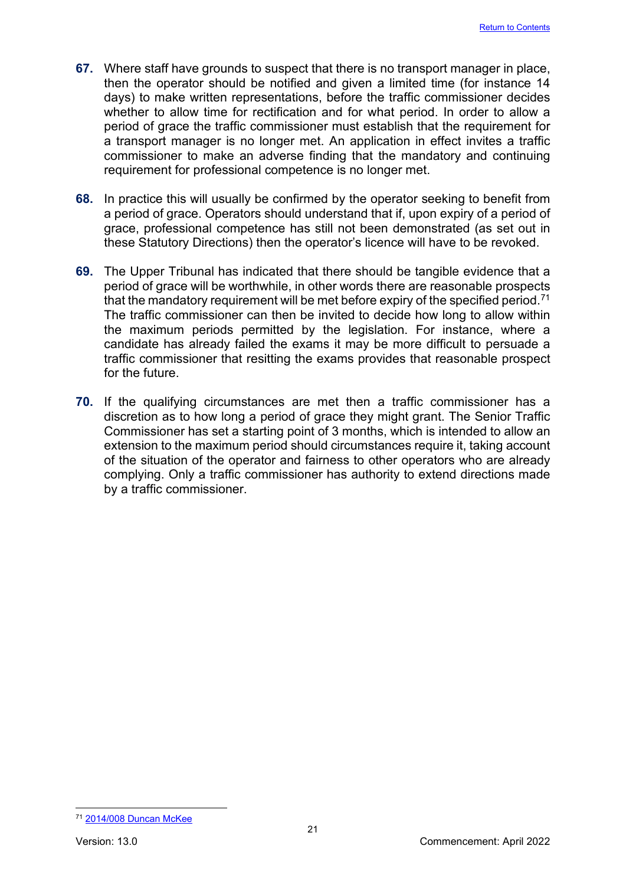67. Where staff have grounds to suspect that there is no transport manager in place, then the operator should be notified and given a limited time (for instance 14 days) to make written representations, before the traffic commissioner decides whether to allow time for rectification and for what period. In order to allow a period of grace the traffic commissioner must establish that the requirement for a transport manager is no longer met. An application in effect invites a traffic commissioner to make an adverse finding that the mandatory and continuing requirement for professional competence is no longer met.

68. In practice this will usually be confirmed by the operator seeking to benefit from a period of grace. Operators should understand that if, upon expiry of a period of grace, professional competence has still not been demonstrated (as set out in these Statutory Directions) then the operator's licence will have to be revoked.

69. The Upper Tribunal has indicated that there should be tangible evidence that a period of grace will be worthwhile, in other words there are reasonable prospects that the mandatory requirement will be met before expiry of the specified period.[71] The traffic commissioner can then be invited to decide how long to allow within the maximum periods permitted by the legislation. For instance, where a candidate has already failed the exams it may be more difficult to persuade a traffic commissioner that resitting the exams provides that reasonable prospect for the future.

70. If the qualifying circumstances are met then a traffic commissioner has a discretion as to how long a period of grace they might grant. The Senior Traffic Commissioner has set a starting point of 3 months, which is intended to allow an extension to the maximum period should circumstances require it, taking account of the situation of the operator and fairness to other operators who are already complying. Only a traffic commissioner has authority to extend directions made by a traffic commissioner.

---

[71] 2014/008 Duncan McKee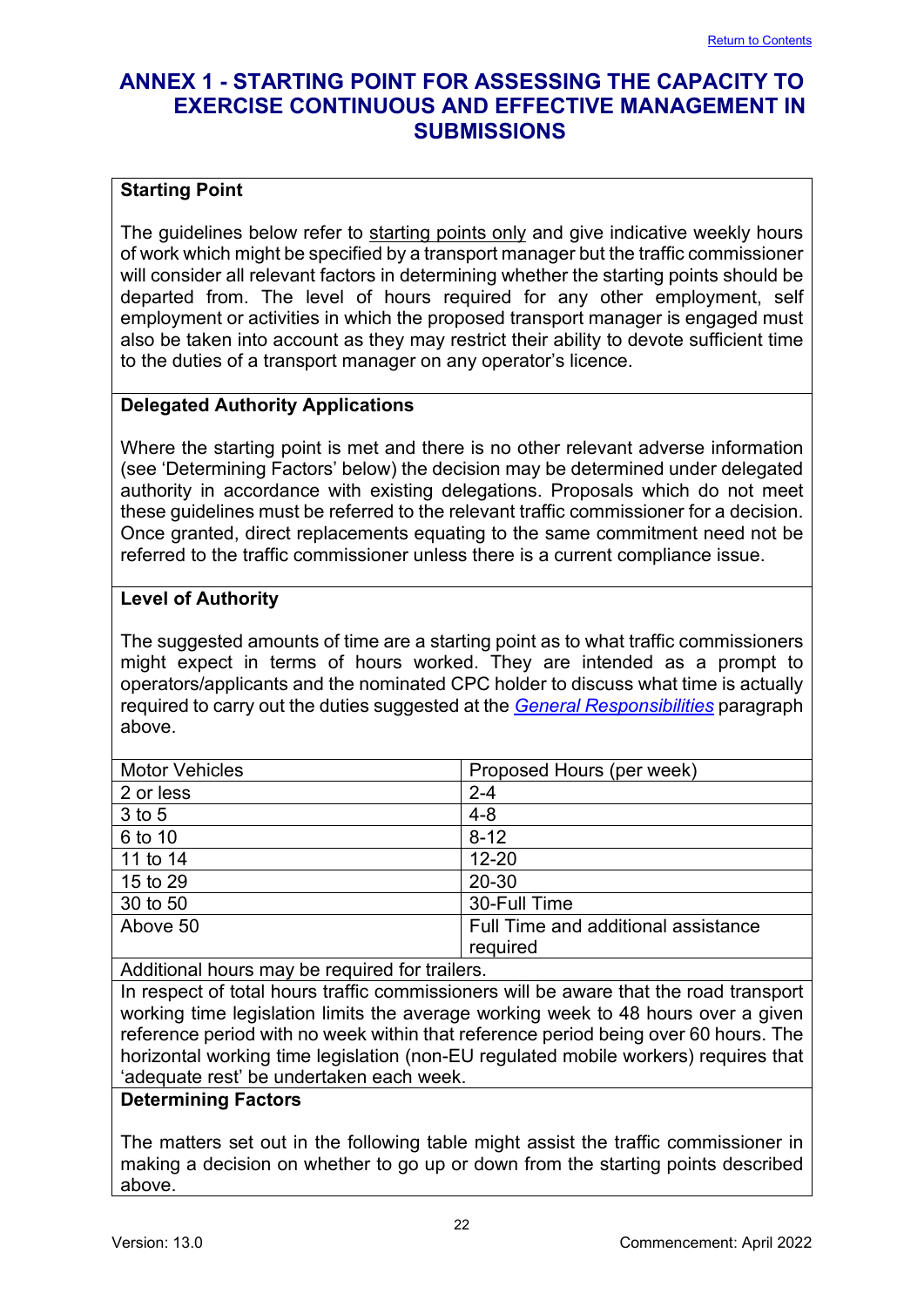## ANNEX 1 - STARTING POINT FOR ASSESSING THE CAPACITY TO EXERCISE CONTINUOUS AND EFFECTIVE MANAGEMENT IN SUBMISSIONS

**Starting Point**

The guidelines below refer to starting points only and give indicative weekly hours of work which might be specified by a transport manager but the traffic commissioner will consider all relevant factors in determining whether the starting points should be departed from. The level of hours required for any other employment, self employment or activities in which the proposed transport manager is engaged must also be taken into account as they may restrict their ability to devote sufficient time to the duties of a transport manager on any operator's licence.

**Delegated Authority Applications**

Where the starting point is met and there is no other relevant adverse information (see 'Determining Factors' below) the decision may be determined under delegated authority in accordance with existing delegations. Proposals which do not meet these guidelines must be referred to the relevant traffic commissioner for a decision. Once granted, direct replacements equating to the same commitment need not be referred to the traffic commissioner unless there is a current compliance issue.

**Level of Authority**

The suggested amounts of time are a starting point as to what traffic commissioners might expect in terms of hours worked. They are intended as a prompt to operators/applicants and the nominated CPC holder to discuss what time is actually required to carry out the duties suggested at the *General Responsibilities* paragraph above.

| Motor Vehicles | Proposed Hours (per week) |
|---|---|
| 2 or less | 2-4 |
| 3 to 5 | 4-8 |
| 6 to 10 | 8-12 |
| 11 to 14 | 12-20 |
| 15 to 29 | 20-30 |
| 30 to 50 | 30-Full Time |
| Above 50 | Full Time and additional assistance required |

Additional hours may be required for trailers.

In respect of total hours traffic commissioners will be aware that the road transport working time legislation limits the average working week to 48 hours over a given reference period with no week within that reference period being over 60 hours. The horizontal working time legislation (non-EU regulated mobile workers) requires that 'adequate rest' be undertaken each week.

**Determining Factors**

The matters set out in the following table might assist the traffic commissioner in making a decision on whether to go up or down from the starting points described above.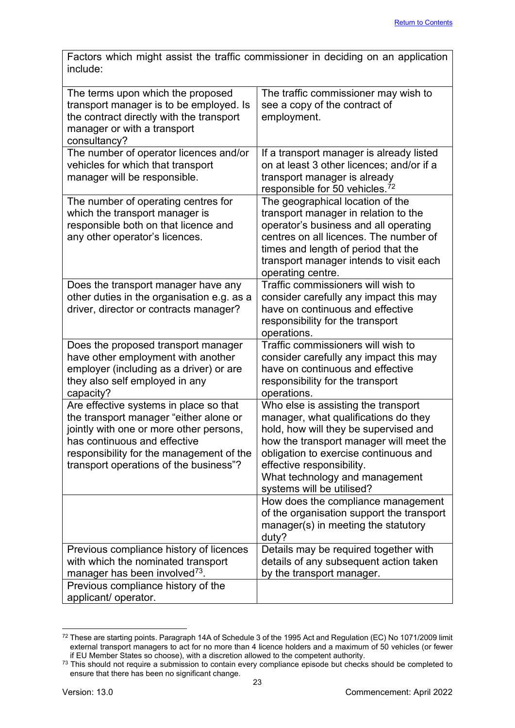| Factors which might assist the traffic commissioner in deciding on an application include: | |
|---|---|
| The terms upon which the proposed transport manager is to be employed. Is the contract directly with the transport manager or with a transport consultancy? | The traffic commissioner may wish to see a copy of the contract of employment. |
| The number of operator licences and/or vehicles for which that transport manager will be responsible. | If a transport manager is already listed on at least 3 other licences; and/or if a transport manager is already responsible for 50 vehicles.[72] |
| The number of operating centres for which the transport manager is responsible both on that licence and any other operator's licences. | The geographical location of the transport manager in relation to the operator's business and all operating centres on all licences. The number of times and length of period that the transport manager intends to visit each operating centre. |
| Does the transport manager have any other duties in the organisation e.g. as a driver, director or contracts manager? | Traffic commissioners will wish to consider carefully any impact this may have on continuous and effective responsibility for the transport operations. |
| Does the proposed transport manager have other employment with another employer (including as a driver) or are they also self employed in any capacity? | Traffic commissioners will wish to consider carefully any impact this may have on continuous and effective responsibility for the transport operations. |
| Are effective systems in place so that the transport manager "either alone or jointly with one or more other persons, has continuous and effective responsibility for the management of the transport operations of the business"? | Who else is assisting the transport manager, what qualifications do they hold, how will they be supervised and how the transport manager will meet the obligation to exercise continuous and effective responsibility.<br>What technology and management systems will be utilised? |
| | How does the compliance management of the organisation support the transport manager(s) in meeting the statutory duty? |
| Previous compliance history of licences with which the nominated transport manager has been involved[73]. | Details may be required together with details of any subsequent action taken by the transport manager. |
| Previous compliance history of the applicant/ operator. | |

[72] These are starting points. Paragraph 14A of Schedule 3 of the 1995 Act and Regulation (EC) No 1071/2009 limit external transport managers to act for no more than 4 licence holders and a maximum of 50 vehicles (or fewer if EU Member States so choose), with a discretion allowed to the competent authority.

[73] This should not require a submission to contain every compliance episode but checks should be completed to ensure that there has been no significant change.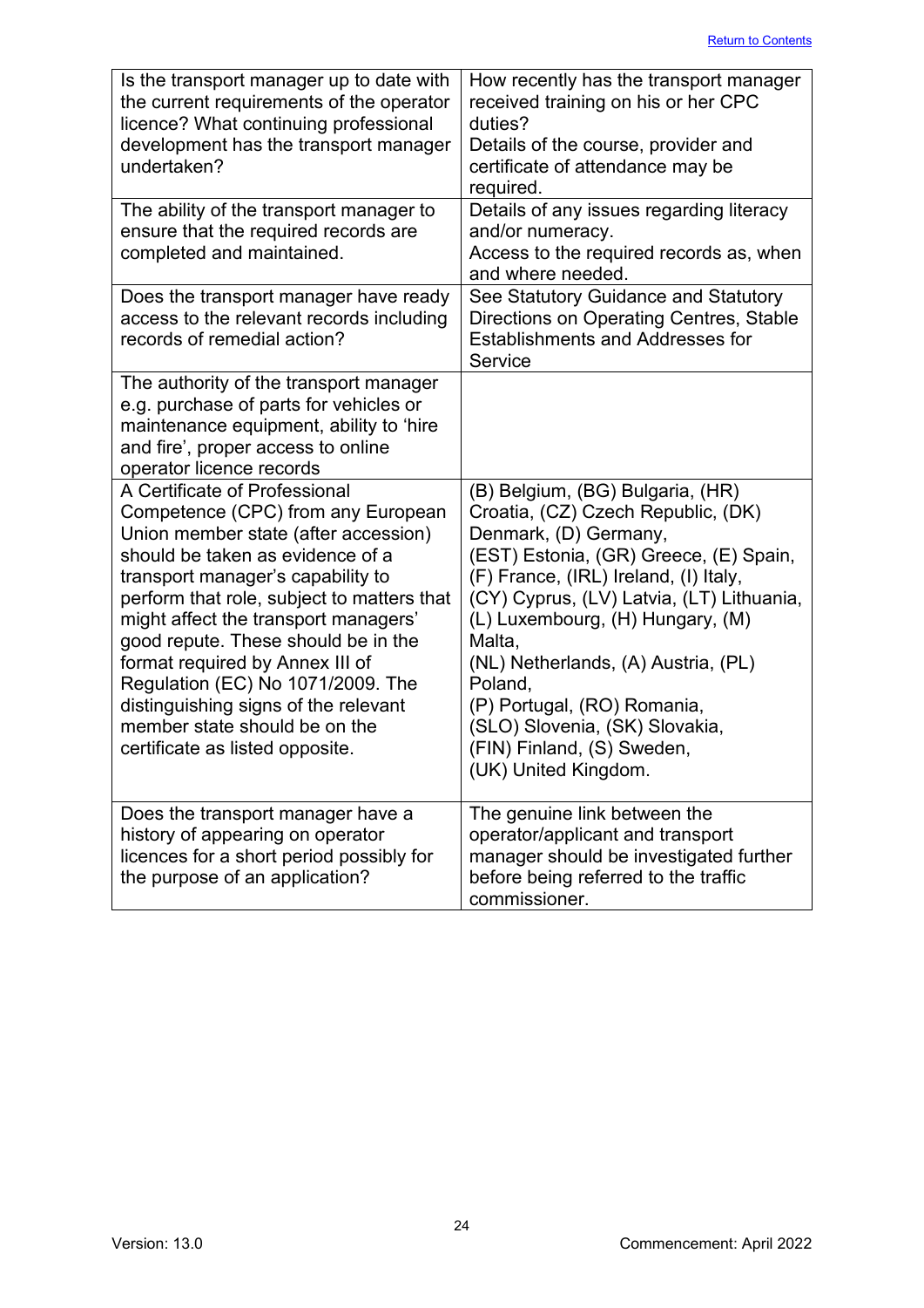| | |
|---|---|
| Is the transport manager up to date with the current requirements of the operator licence? What continuing professional development has the transport manager undertaken? | How recently has the transport manager received training on his or her CPC duties?<br>Details of the course, provider and certificate of attendance may be required. |
| The ability of the transport manager to ensure that the required records are completed and maintained. | Details of any issues regarding literacy and/or numeracy.<br>Access to the required records as, when and where needed. |
| Does the transport manager have ready access to the relevant records including records of remedial action? | See Statutory Guidance and Statutory Directions on Operating Centres, Stable Establishments and Addresses for Service |
| The authority of the transport manager e.g. purchase of parts for vehicles or maintenance equipment, ability to 'hire and fire', proper access to online operator licence records | |
| A Certificate of Professional Competence (CPC) from any European Union member state (after accession) should be taken as evidence of a transport manager's capability to perform that role, subject to matters that might affect the transport managers' good repute. These should be in the format required by Annex III of Regulation (EC) No 1071/2009. The distinguishing signs of the relevant member state should be on the certificate as listed opposite. | (B) Belgium, (BG) Bulgaria, (HR) Croatia, (CZ) Czech Republic, (DK) Denmark, (D) Germany,<br>(EST) Estonia, (GR) Greece, (E) Spain,<br>(F) France, (IRL) Ireland, (I) Italy,<br>(CY) Cyprus, (LV) Latvia, (LT) Lithuania,<br>(L) Luxembourg, (H) Hungary, (M) Malta,<br>(NL) Netherlands, (A) Austria, (PL) Poland,<br>(P) Portugal, (RO) Romania,<br>(SLO) Slovenia, (SK) Slovakia,<br>(FIN) Finland, (S) Sweden,<br>(UK) United Kingdom. |
| Does the transport manager have a history of appearing on operator licences for a short period possibly for the purpose of an application? | The genuine link between the operator/applicant and transport manager should be investigated further before being referred to the traffic commissioner. |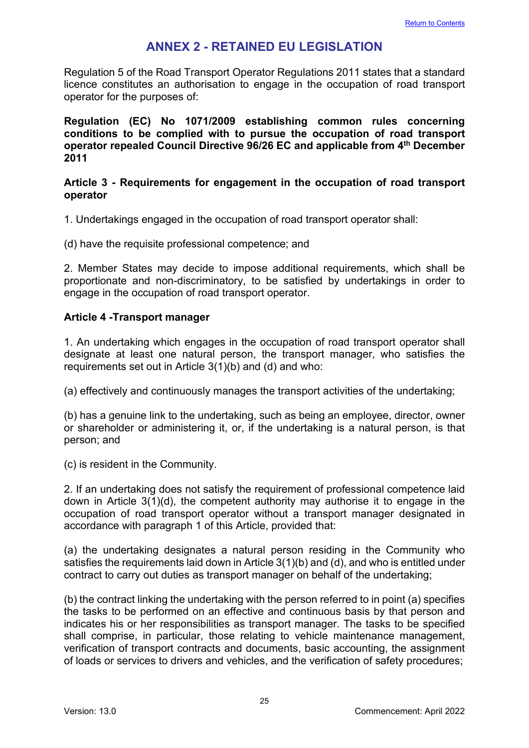## ANNEX 2 - RETAINED EU LEGISLATION

Regulation 5 of the Road Transport Operator Regulations 2011 states that a standard licence constitutes an authorisation to engage in the occupation of road transport operator for the purposes of:

**Regulation (EC) No 1071/2009 establishing common rules concerning conditions to be complied with to pursue the occupation of road transport operator repealed Council Directive 96/26 EC and applicable from 4th December 2011**

**Article 3 - Requirements for engagement in the occupation of road transport operator**

1. Undertakings engaged in the occupation of road transport operator shall:

(d) have the requisite professional competence; and

2. Member States may decide to impose additional requirements, which shall be proportionate and non-discriminatory, to be satisfied by undertakings in order to engage in the occupation of road transport operator.

**Article 4 -Transport manager**

1. An undertaking which engages in the occupation of road transport operator shall designate at least one natural person, the transport manager, who satisfies the requirements set out in Article 3(1)(b) and (d) and who:

(a) effectively and continuously manages the transport activities of the undertaking;

(b) has a genuine link to the undertaking, such as being an employee, director, owner or shareholder or administering it, or, if the undertaking is a natural person, is that person; and

(c) is resident in the Community.

2. If an undertaking does not satisfy the requirement of professional competence laid down in Article 3(1)(d), the competent authority may authorise it to engage in the occupation of road transport operator without a transport manager designated in accordance with paragraph 1 of this Article, provided that:

(a) the undertaking designates a natural person residing in the Community who satisfies the requirements laid down in Article 3(1)(b) and (d), and who is entitled under contract to carry out duties as transport manager on behalf of the undertaking;

(b) the contract linking the undertaking with the person referred to in point (a) specifies the tasks to be performed on an effective and continuous basis by that person and indicates his or her responsibilities as transport manager. The tasks to be specified shall comprise, in particular, those relating to vehicle maintenance management, verification of transport contracts and documents, basic accounting, the assignment of loads or services to drivers and vehicles, and the verification of safety procedures;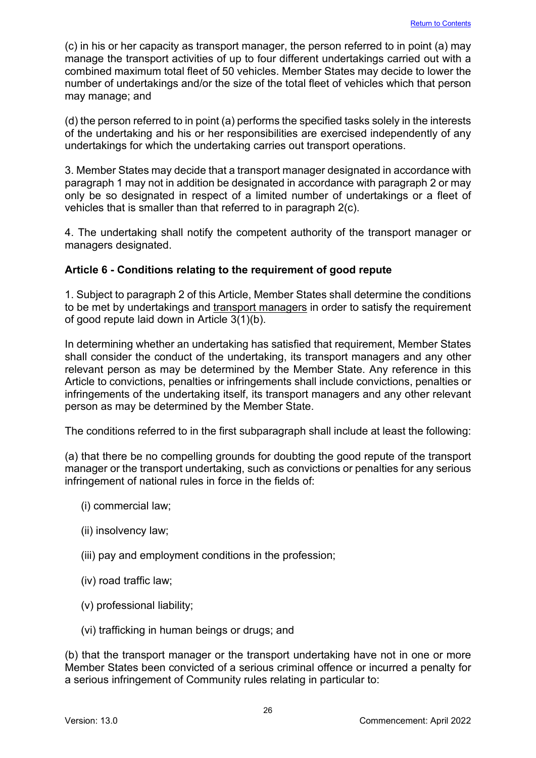(c) in his or her capacity as transport manager, the person referred to in point (a) may manage the transport activities of up to four different undertakings carried out with a combined maximum total fleet of 50 vehicles. Member States may decide to lower the number of undertakings and/or the size of the total fleet of vehicles which that person may manage; and

(d) the person referred to in point (a) performs the specified tasks solely in the interests of the undertaking and his or her responsibilities are exercised independently of any undertakings for which the undertaking carries out transport operations.

3. Member States may decide that a transport manager designated in accordance with paragraph 1 may not in addition be designated in accordance with paragraph 2 or may only be so designated in respect of a limited number of undertakings or a fleet of vehicles that is smaller than that referred to in paragraph 2(c).

4. The undertaking shall notify the competent authority of the transport manager or managers designated.

### Article 6 - Conditions relating to the requirement of good repute

1. Subject to paragraph 2 of this Article, Member States shall determine the conditions to be met by undertakings and transport managers in order to satisfy the requirement of good repute laid down in Article 3(1)(b).

In determining whether an undertaking has satisfied that requirement, Member States shall consider the conduct of the undertaking, its transport managers and any other relevant person as may be determined by the Member State. Any reference in this Article to convictions, penalties or infringements shall include convictions, penalties or infringements of the undertaking itself, its transport managers and any other relevant person as may be determined by the Member State.

The conditions referred to in the first subparagraph shall include at least the following:

(a) that there be no compelling grounds for doubting the good repute of the transport manager or the transport undertaking, such as convictions or penalties for any serious infringement of national rules in force in the fields of:

- (i) commercial law;
- (ii) insolvency law;
- (iii) pay and employment conditions in the profession;
- (iv) road traffic law;
- (v) professional liability;
- (vi) trafficking in human beings or drugs; and

(b) that the transport manager or the transport undertaking have not in one or more Member States been convicted of a serious criminal offence or incurred a penalty for a serious infringement of Community rules relating in particular to: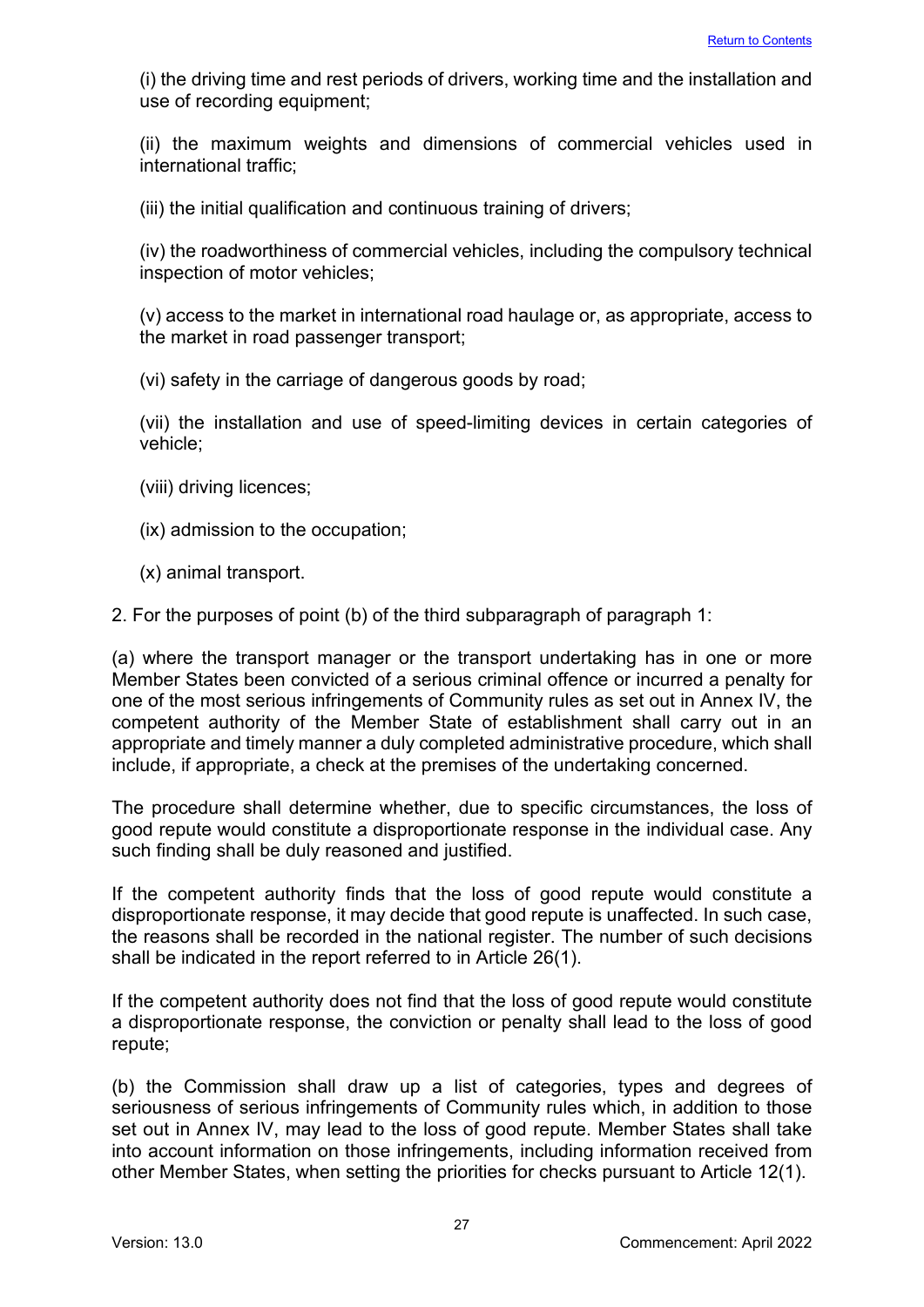(i) the driving time and rest periods of drivers, working time and the installation and use of recording equipment;

(ii) the maximum weights and dimensions of commercial vehicles used in international traffic;

(iii) the initial qualification and continuous training of drivers;

(iv) the roadworthiness of commercial vehicles, including the compulsory technical inspection of motor vehicles;

(v) access to the market in international road haulage or, as appropriate, access to the market in road passenger transport;

(vi) safety in the carriage of dangerous goods by road;

(vii) the installation and use of speed-limiting devices in certain categories of vehicle;

(viii) driving licences;

(ix) admission to the occupation;

(x) animal transport.

2. For the purposes of point (b) of the third subparagraph of paragraph 1:

(a) where the transport manager or the transport undertaking has in one or more Member States been convicted of a serious criminal offence or incurred a penalty for one of the most serious infringements of Community rules as set out in Annex IV, the competent authority of the Member State of establishment shall carry out in an appropriate and timely manner a duly completed administrative procedure, which shall include, if appropriate, a check at the premises of the undertaking concerned.

The procedure shall determine whether, due to specific circumstances, the loss of good repute would constitute a disproportionate response in the individual case. Any such finding shall be duly reasoned and justified.

If the competent authority finds that the loss of good repute would constitute a disproportionate response, it may decide that good repute is unaffected. In such case, the reasons shall be recorded in the national register. The number of such decisions shall be indicated in the report referred to in Article 26(1).

If the competent authority does not find that the loss of good repute would constitute a disproportionate response, the conviction or penalty shall lead to the loss of good repute;

(b) the Commission shall draw up a list of categories, types and degrees of seriousness of serious infringements of Community rules which, in addition to those set out in Annex IV, may lead to the loss of good repute. Member States shall take into account information on those infringements, including information received from other Member States, when setting the priorities for checks pursuant to Article 12(1).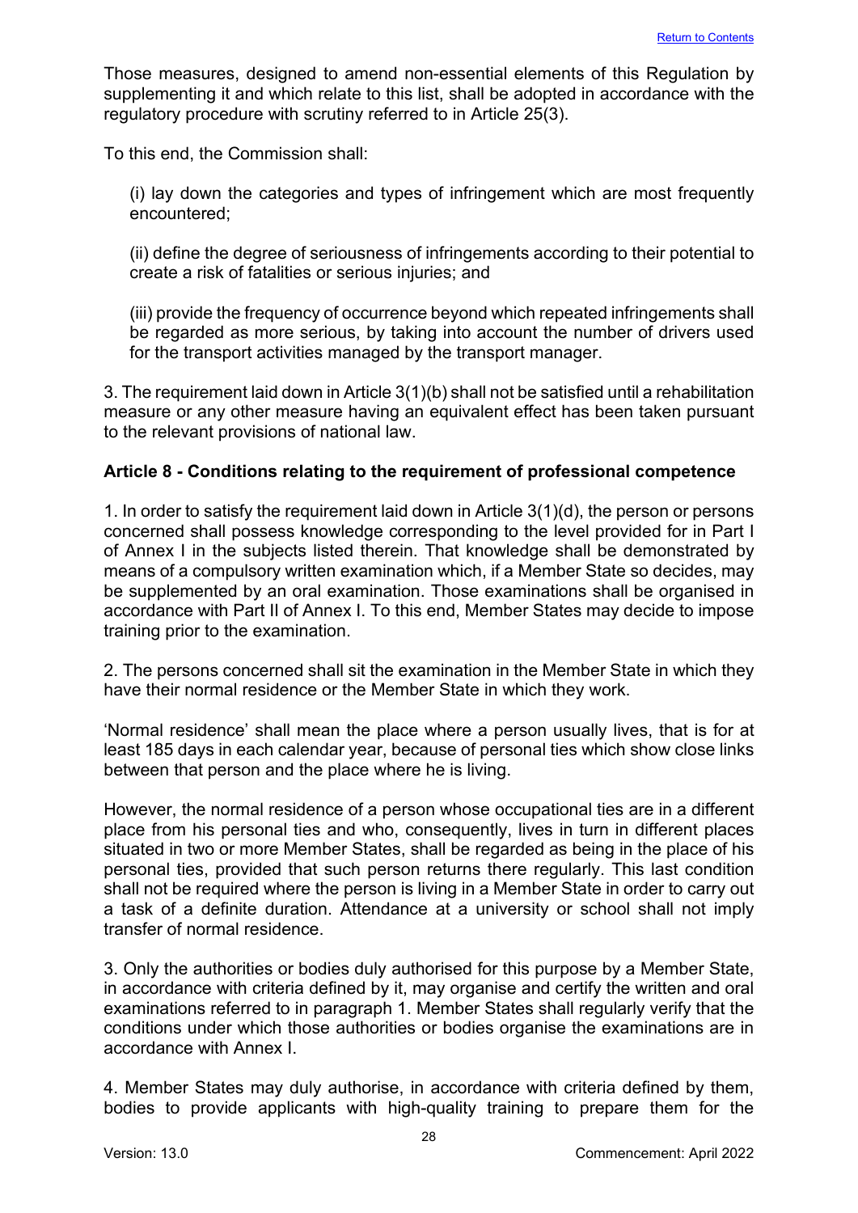Those measures, designed to amend non-essential elements of this Regulation by supplementing it and which relate to this list, shall be adopted in accordance with the regulatory procedure with scrutiny referred to in Article 25(3).

To this end, the Commission shall:

(i) lay down the categories and types of infringement which are most frequently encountered;

(ii) define the degree of seriousness of infringements according to their potential to create a risk of fatalities or serious injuries; and

(iii) provide the frequency of occurrence beyond which repeated infringements shall be regarded as more serious, by taking into account the number of drivers used for the transport activities managed by the transport manager.

3. The requirement laid down in Article 3(1)(b) shall not be satisfied until a rehabilitation measure or any other measure having an equivalent effect has been taken pursuant to the relevant provisions of national law.

### Article 8 - Conditions relating to the requirement of professional competence

1. In order to satisfy the requirement laid down in Article 3(1)(d), the person or persons concerned shall possess knowledge corresponding to the level provided for in Part I of Annex I in the subjects listed therein. That knowledge shall be demonstrated by means of a compulsory written examination which, if a Member State so decides, may be supplemented by an oral examination. Those examinations shall be organised in accordance with Part II of Annex I. To this end, Member States may decide to impose training prior to the examination.

2. The persons concerned shall sit the examination in the Member State in which they have their normal residence or the Member State in which they work.

'Normal residence' shall mean the place where a person usually lives, that is for at least 185 days in each calendar year, because of personal ties which show close links between that person and the place where he is living.

However, the normal residence of a person whose occupational ties are in a different place from his personal ties and who, consequently, lives in turn in different places situated in two or more Member States, shall be regarded as being in the place of his personal ties, provided that such person returns there regularly. This last condition shall not be required where the person is living in a Member State in order to carry out a task of a definite duration. Attendance at a university or school shall not imply transfer of normal residence.

3. Only the authorities or bodies duly authorised for this purpose by a Member State, in accordance with criteria defined by it, may organise and certify the written and oral examinations referred to in paragraph 1. Member States shall regularly verify that the conditions under which those authorities or bodies organise the examinations are in accordance with Annex I.

4. Member States may duly authorise, in accordance with criteria defined by them, bodies to provide applicants with high-quality training to prepare them for the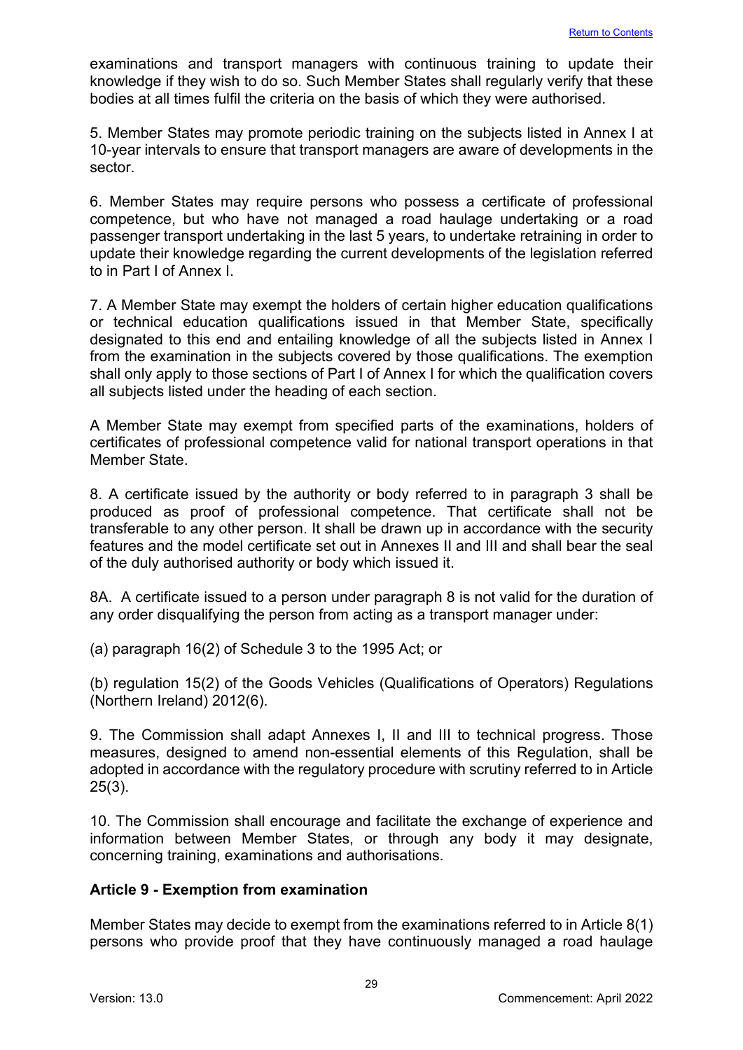examinations and transport managers with continuous training to update their knowledge if they wish to do so. Such Member States shall regularly verify that these bodies at all times fulfil the criteria on the basis of which they were authorised.

5. Member States may promote periodic training on the subjects listed in Annex I at 10-year intervals to ensure that transport managers are aware of developments in the sector.

6. Member States may require persons who possess a certificate of professional competence, but who have not managed a road haulage undertaking or a road passenger transport undertaking in the last 5 years, to undertake retraining in order to update their knowledge regarding the current developments of the legislation referred to in Part I of Annex I.

7. A Member State may exempt the holders of certain higher education qualifications or technical education qualifications issued in that Member State, specifically designated to this end and entailing knowledge of all the subjects listed in Annex I from the examination in the subjects covered by those qualifications. The exemption shall only apply to those sections of Part I of Annex I for which the qualification covers all subjects listed under the heading of each section.

A Member State may exempt from specified parts of the examinations, holders of certificates of professional competence valid for national transport operations in that Member State.

8. A certificate issued by the authority or body referred to in paragraph 3 shall be produced as proof of professional competence. That certificate shall not be transferable to any other person. It shall be drawn up in accordance with the security features and the model certificate set out in Annexes II and III and shall bear the seal of the duly authorised authority or body which issued it.

8A. A certificate issued to a person under paragraph 8 is not valid for the duration of any order disqualifying the person from acting as a transport manager under:

(a) paragraph 16(2) of Schedule 3 to the 1995 Act; or

(b) regulation 15(2) of the Goods Vehicles (Qualifications of Operators) Regulations (Northern Ireland) 2012(6).

9. The Commission shall adapt Annexes I, II and III to technical progress. Those measures, designed to amend non-essential elements of this Regulation, shall be adopted in accordance with the regulatory procedure with scrutiny referred to in Article 25(3).

10. The Commission shall encourage and facilitate the exchange of experience and information between Member States, or through any body it may designate, concerning training, examinations and authorisations.

### Article 9 - Exemption from examination

Member States may decide to exempt from the examinations referred to in Article 8(1) persons who provide proof that they have continuously managed a road haulage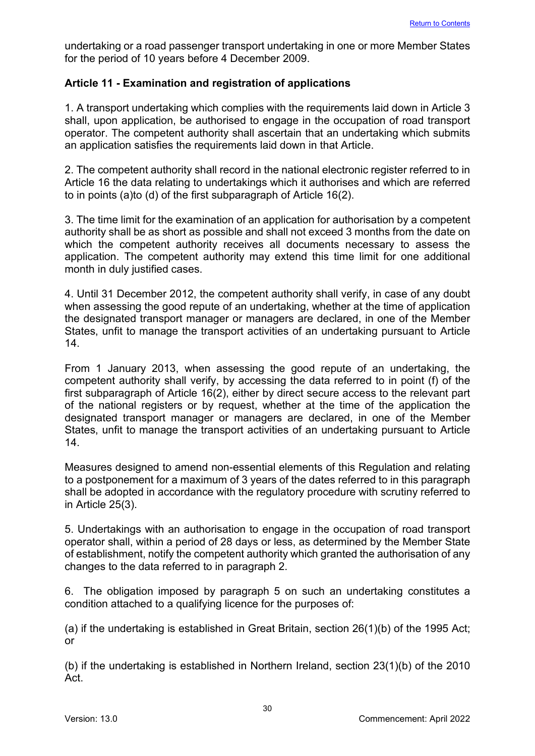undertaking or a road passenger transport undertaking in one or more Member States for the period of 10 years before 4 December 2009.

**Article 11 - Examination and registration of applications**

1. A transport undertaking which complies with the requirements laid down in Article 3 shall, upon application, be authorised to engage in the occupation of road transport operator. The competent authority shall ascertain that an undertaking which submits an application satisfies the requirements laid down in that Article.

2. The competent authority shall record in the national electronic register referred to in Article 16 the data relating to undertakings which it authorises and which are referred to in points (a)to (d) of the first subparagraph of Article 16(2).

3. The time limit for the examination of an application for authorisation by a competent authority shall be as short as possible and shall not exceed 3 months from the date on which the competent authority receives all documents necessary to assess the application. The competent authority may extend this time limit for one additional month in duly justified cases.

4. Until 31 December 2012, the competent authority shall verify, in case of any doubt when assessing the good repute of an undertaking, whether at the time of application the designated transport manager or managers are declared, in one of the Member States, unfit to manage the transport activities of an undertaking pursuant to Article 14.

From 1 January 2013, when assessing the good repute of an undertaking, the competent authority shall verify, by accessing the data referred to in point (f) of the first subparagraph of Article 16(2), either by direct secure access to the relevant part of the national registers or by request, whether at the time of the application the designated transport manager or managers are declared, in one of the Member States, unfit to manage the transport activities of an undertaking pursuant to Article 14.

Measures designed to amend non-essential elements of this Regulation and relating to a postponement for a maximum of 3 years of the dates referred to in this paragraph shall be adopted in accordance with the regulatory procedure with scrutiny referred to in Article 25(3).

5. Undertakings with an authorisation to engage in the occupation of road transport operator shall, within a period of 28 days or less, as determined by the Member State of establishment, notify the competent authority which granted the authorisation of any changes to the data referred to in paragraph 2.

6. The obligation imposed by paragraph 5 on such an undertaking constitutes a condition attached to a qualifying licence for the purposes of:

(a) if the undertaking is established in Great Britain, section 26(1)(b) of the 1995 Act; or

(b) if the undertaking is established in Northern Ireland, section 23(1)(b) of the 2010 Act.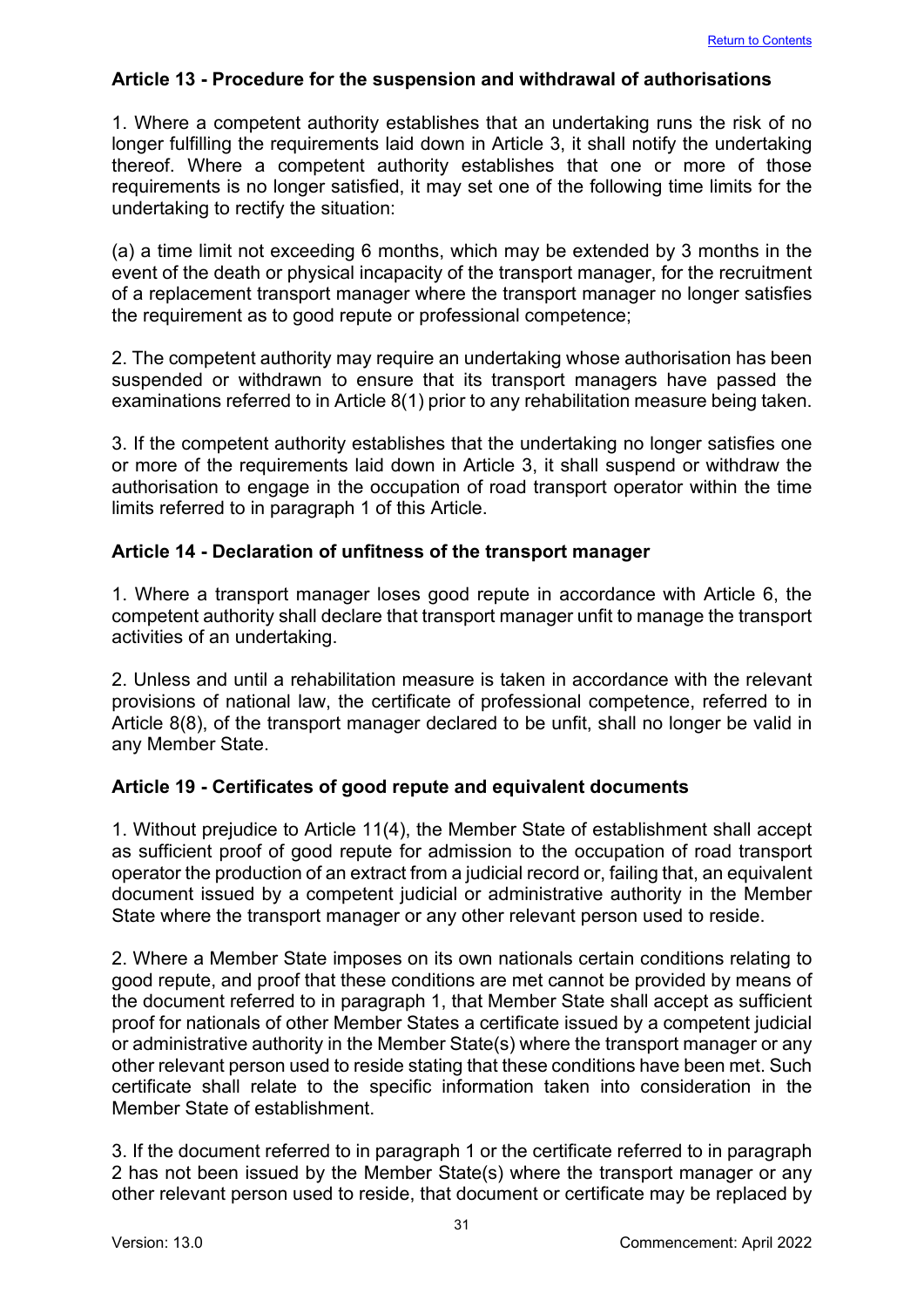### Article 13 - Procedure for the suspension and withdrawal of authorisations

1. Where a competent authority establishes that an undertaking runs the risk of no longer fulfilling the requirements laid down in Article 3, it shall notify the undertaking thereof. Where a competent authority establishes that one or more of those requirements is no longer satisfied, it may set one of the following time limits for the undertaking to rectify the situation:

(a) a time limit not exceeding 6 months, which may be extended by 3 months in the event of the death or physical incapacity of the transport manager, for the recruitment of a replacement transport manager where the transport manager no longer satisfies the requirement as to good repute or professional competence;

2. The competent authority may require an undertaking whose authorisation has been suspended or withdrawn to ensure that its transport managers have passed the examinations referred to in Article 8(1) prior to any rehabilitation measure being taken.

3. If the competent authority establishes that the undertaking no longer satisfies one or more of the requirements laid down in Article 3, it shall suspend or withdraw the authorisation to engage in the occupation of road transport operator within the time limits referred to in paragraph 1 of this Article.

### Article 14 - Declaration of unfitness of the transport manager

1. Where a transport manager loses good repute in accordance with Article 6, the competent authority shall declare that transport manager unfit to manage the transport activities of an undertaking.

2. Unless and until a rehabilitation measure is taken in accordance with the relevant provisions of national law, the certificate of professional competence, referred to in Article 8(8), of the transport manager declared to be unfit, shall no longer be valid in any Member State.

### Article 19 - Certificates of good repute and equivalent documents

1. Without prejudice to Article 11(4), the Member State of establishment shall accept as sufficient proof of good repute for admission to the occupation of road transport operator the production of an extract from a judicial record or, failing that, an equivalent document issued by a competent judicial or administrative authority in the Member State where the transport manager or any other relevant person used to reside.

2. Where a Member State imposes on its own nationals certain conditions relating to good repute, and proof that these conditions are met cannot be provided by means of the document referred to in paragraph 1, that Member State shall accept as sufficient proof for nationals of other Member States a certificate issued by a competent judicial or administrative authority in the Member State(s) where the transport manager or any other relevant person used to reside stating that these conditions have been met. Such certificate shall relate to the specific information taken into consideration in the Member State of establishment.

3. If the document referred to in paragraph 1 or the certificate referred to in paragraph 2 has not been issued by the Member State(s) where the transport manager or any other relevant person used to reside, that document or certificate may be replaced by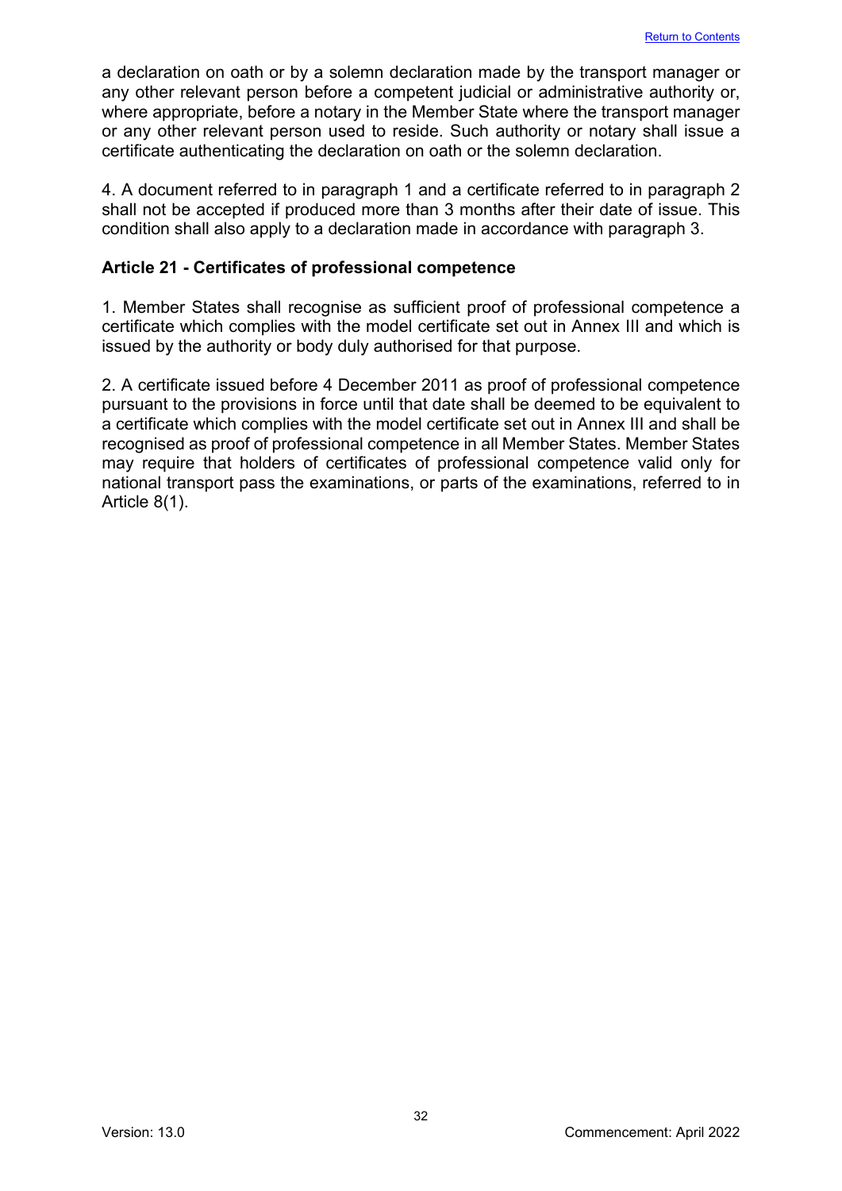a declaration on oath or by a solemn declaration made by the transport manager or any other relevant person before a competent judicial or administrative authority or, where appropriate, before a notary in the Member State where the transport manager or any other relevant person used to reside. Such authority or notary shall issue a certificate authenticating the declaration on oath or the solemn declaration.

4. A document referred to in paragraph 1 and a certificate referred to in paragraph 2 shall not be accepted if produced more than 3 months after their date of issue. This condition shall also apply to a declaration made in accordance with paragraph 3.

### Article 21 - Certificates of professional competence

1. Member States shall recognise as sufficient proof of professional competence a certificate which complies with the model certificate set out in Annex III and which is issued by the authority or body duly authorised for that purpose.

2. A certificate issued before 4 December 2011 as proof of professional competence pursuant to the provisions in force until that date shall be deemed to be equivalent to a certificate which complies with the model certificate set out in Annex III and shall be recognised as proof of professional competence in all Member States. Member States may require that holders of certificates of professional competence valid only for national transport pass the examinations, or parts of the examinations, referred to in Article 8(1).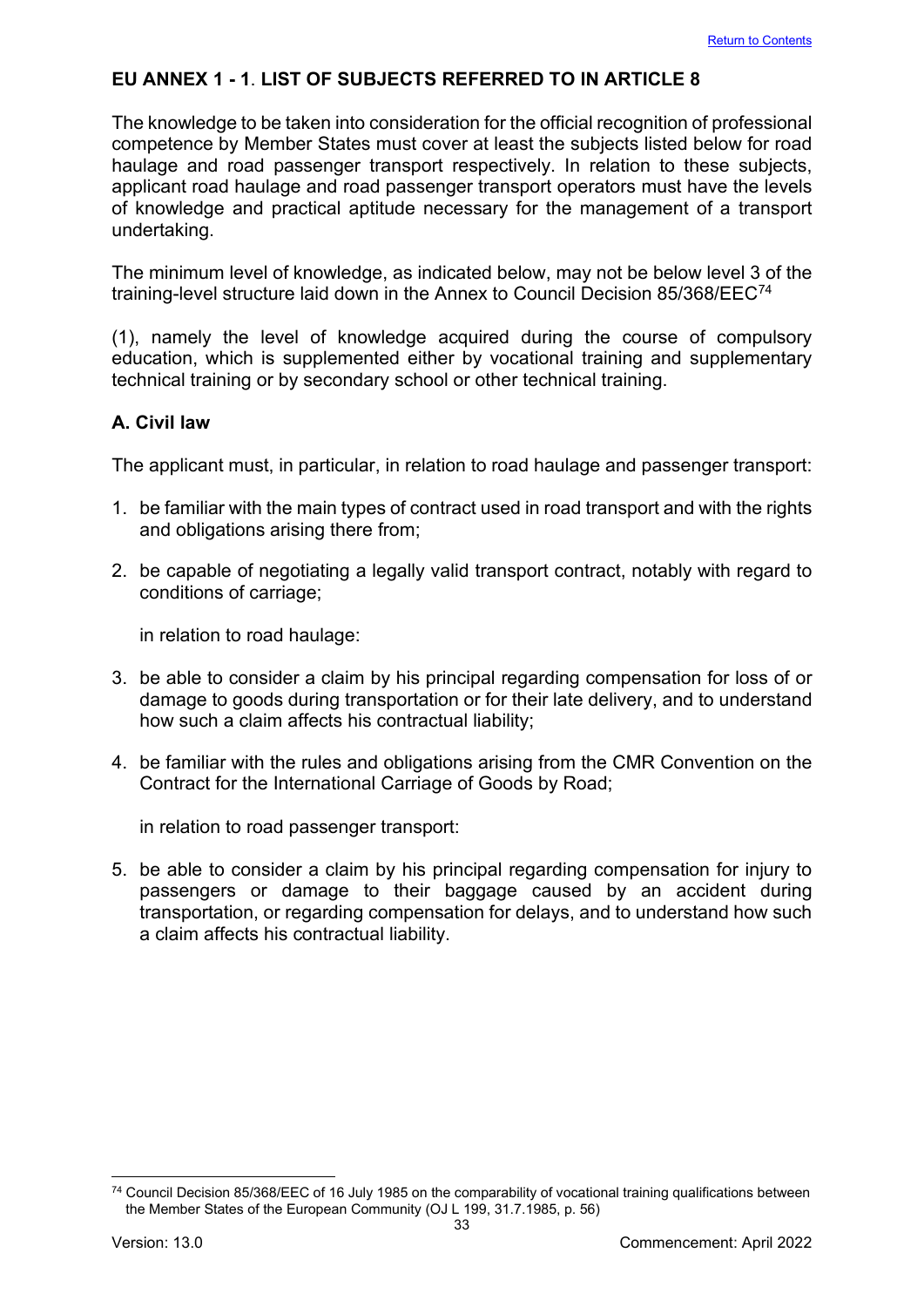## EU ANNEX 1 - 1. LIST OF SUBJECTS REFERRED TO IN ARTICLE 8

The knowledge to be taken into consideration for the official recognition of professional competence by Member States must cover at least the subjects listed below for road haulage and road passenger transport respectively. In relation to these subjects, applicant road haulage and road passenger transport operators must have the levels of knowledge and practical aptitude necessary for the management of a transport undertaking.

The minimum level of knowledge, as indicated below, may not be below level 3 of the training-level structure laid down in the Annex to Council Decision 85/368/EEC[74]

(1), namely the level of knowledge acquired during the course of compulsory education, which is supplemented either by vocational training and supplementary technical training or by secondary school or other technical training.

### A. Civil law

The applicant must, in particular, in relation to road haulage and passenger transport:

1. be familiar with the main types of contract used in road transport and with the rights and obligations arising there from;
2. be capable of negotiating a legally valid transport contract, notably with regard to conditions of carriage;

   in relation to road haulage:

3. be able to consider a claim by his principal regarding compensation for loss of or damage to goods during transportation or for their late delivery, and to understand how such a claim affects his contractual liability;
4. be familiar with the rules and obligations arising from the CMR Convention on the Contract for the International Carriage of Goods by Road;

   in relation to road passenger transport:

5. be able to consider a claim by his principal regarding compensation for injury to passengers or damage to their baggage caused by an accident during transportation, or regarding compensation for delays, and to understand how such a claim affects his contractual liability.

---

[74] Council Decision 85/368/EEC of 16 July 1985 on the comparability of vocational training qualifications between the Member States of the European Community (OJ L 199, 31.7.1985, p. 56)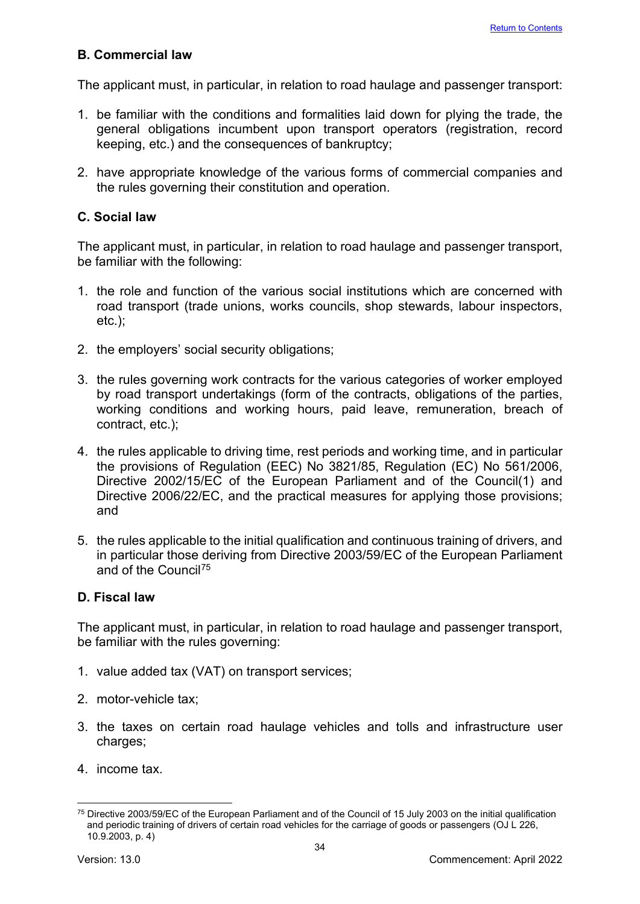### B. Commercial law

The applicant must, in particular, in relation to road haulage and passenger transport:

1. be familiar with the conditions and formalities laid down for plying the trade, the general obligations incumbent upon transport operators (registration, record keeping, etc.) and the consequences of bankruptcy;

2. have appropriate knowledge of the various forms of commercial companies and the rules governing their constitution and operation.

### C. Social law

The applicant must, in particular, in relation to road haulage and passenger transport, be familiar with the following:

1. the role and function of the various social institutions which are concerned with road transport (trade unions, works councils, shop stewards, labour inspectors, etc.);

2. the employers' social security obligations;

3. the rules governing work contracts for the various categories of worker employed by road transport undertakings (form of the contracts, obligations of the parties, working conditions and working hours, paid leave, remuneration, breach of contract, etc.);

4. the rules applicable to driving time, rest periods and working time, and in particular the provisions of Regulation (EEC) No 3821/85, Regulation (EC) No 561/2006, Directive 2002/15/EC of the European Parliament and of the Council(1) and Directive 2006/22/EC, and the practical measures for applying those provisions; and

5. the rules applicable to the initial qualification and continuous training of drivers, and in particular those deriving from Directive 2003/59/EC of the European Parliament and of the Council[75]

### D. Fiscal law

The applicant must, in particular, in relation to road haulage and passenger transport, be familiar with the rules governing:

1. value added tax (VAT) on transport services;

2. motor-vehicle tax;

3. the taxes on certain road haulage vehicles and tolls and infrastructure user charges;

4. income tax.

---

[75] Directive 2003/59/EC of the European Parliament and of the Council of 15 July 2003 on the initial qualification and periodic training of drivers of certain road vehicles for the carriage of goods or passengers (OJ L 226, 10.9.2003, p. 4)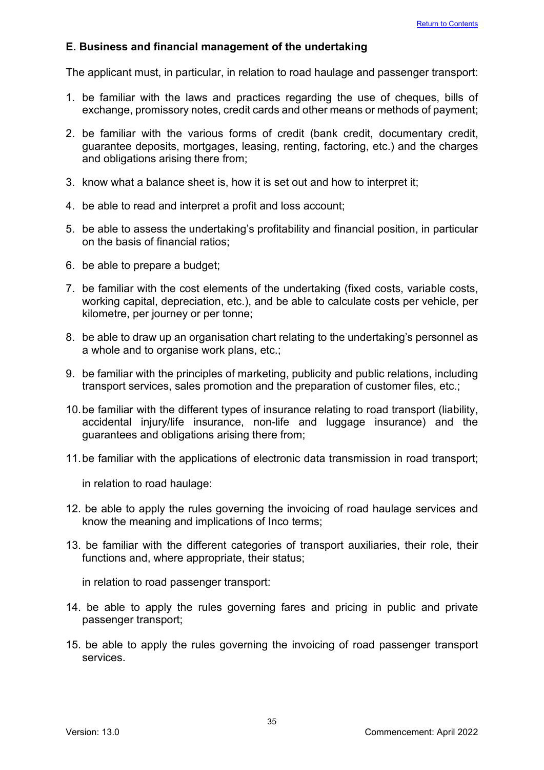### E. Business and financial management of the undertaking

The applicant must, in particular, in relation to road haulage and passenger transport:

1. be familiar with the laws and practices regarding the use of cheques, bills of exchange, promissory notes, credit cards and other means or methods of payment;
2. be familiar with the various forms of credit (bank credit, documentary credit, guarantee deposits, mortgages, leasing, renting, factoring, etc.) and the charges and obligations arising there from;
3. know what a balance sheet is, how it is set out and how to interpret it;
4. be able to read and interpret a profit and loss account;
5. be able to assess the undertaking's profitability and financial position, in particular on the basis of financial ratios;
6. be able to prepare a budget;
7. be familiar with the cost elements of the undertaking (fixed costs, variable costs, working capital, depreciation, etc.), and be able to calculate costs per vehicle, per kilometre, per journey or per tonne;
8. be able to draw up an organisation chart relating to the undertaking's personnel as a whole and to organise work plans, etc.;
9. be familiar with the principles of marketing, publicity and public relations, including transport services, sales promotion and the preparation of customer files, etc.;
10. be familiar with the different types of insurance relating to road transport (liability, accidental injury/life insurance, non-life and luggage insurance) and the guarantees and obligations arising there from;
11. be familiar with the applications of electronic data transmission in road transport;

    in relation to road haulage:

12. be able to apply the rules governing the invoicing of road haulage services and know the meaning and implications of Inco terms;
13. be familiar with the different categories of transport auxiliaries, their role, their functions and, where appropriate, their status;

    in relation to road passenger transport:

14. be able to apply the rules governing fares and pricing in public and private passenger transport;
15. be able to apply the rules governing the invoicing of road passenger transport services.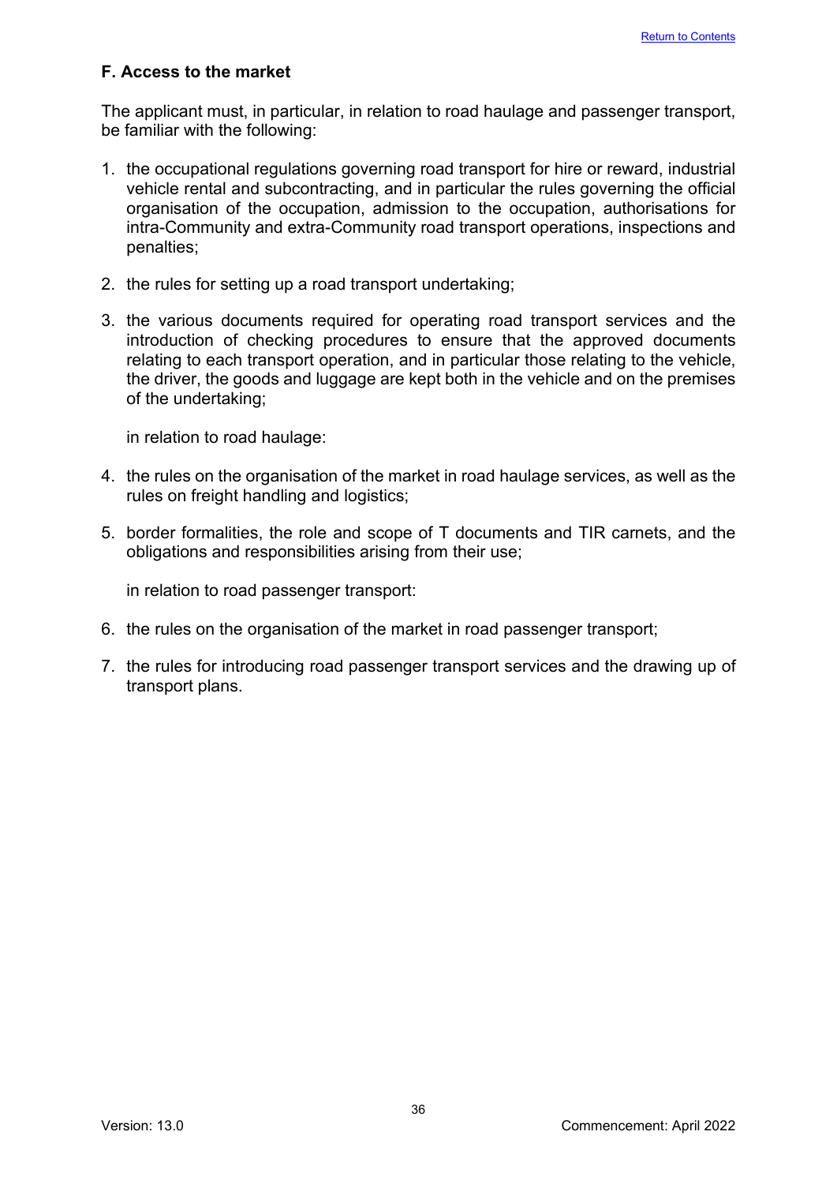### F. Access to the market

The applicant must, in particular, in relation to road haulage and passenger transport, be familiar with the following:

1. the occupational regulations governing road transport for hire or reward, industrial vehicle rental and subcontracting, and in particular the rules governing the official organisation of the occupation, admission to the occupation, authorisations for intra-Community and extra-Community road transport operations, inspections and penalties;

2. the rules for setting up a road transport undertaking;

3. the various documents required for operating road transport services and the introduction of checking procedures to ensure that the approved documents relating to each transport operation, and in particular those relating to the vehicle, the driver, the goods and luggage are kept both in the vehicle and on the premises of the undertaking;

   in relation to road haulage:

4. the rules on the organisation of the market in road haulage services, as well as the rules on freight handling and logistics;

5. border formalities, the role and scope of T documents and TIR carnets, and the obligations and responsibilities arising from their use;

   in relation to road passenger transport:

6. the rules on the organisation of the market in road passenger transport;

7. the rules for introducing road passenger transport services and the drawing up of transport plans.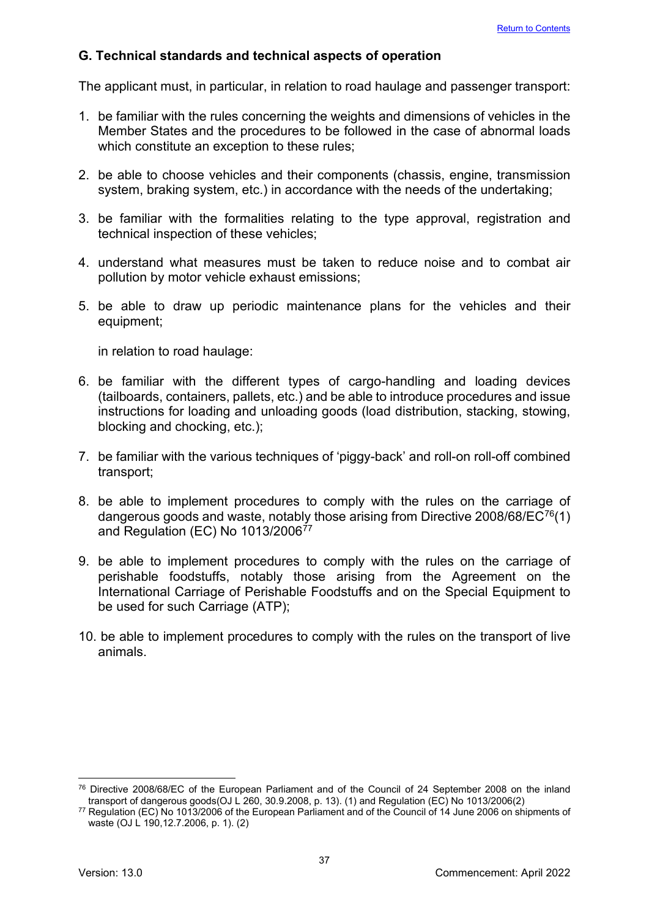## G. Technical standards and technical aspects of operation

The applicant must, in particular, in relation to road haulage and passenger transport:

1. be familiar with the rules concerning the weights and dimensions of vehicles in the Member States and the procedures to be followed in the case of abnormal loads which constitute an exception to these rules;
2. be able to choose vehicles and their components (chassis, engine, transmission system, braking system, etc.) in accordance with the needs of the undertaking;
3. be familiar with the formalities relating to the type approval, registration and technical inspection of these vehicles;
4. understand what measures must be taken to reduce noise and to combat air pollution by motor vehicle exhaust emissions;
5. be able to draw up periodic maintenance plans for the vehicles and their equipment;

   in relation to road haulage:

6. be familiar with the different types of cargo-handling and loading devices (tailboards, containers, pallets, etc.) and be able to introduce procedures and issue instructions for loading and unloading goods (load distribution, stacking, stowing, blocking and chocking, etc.);
7. be familiar with the various techniques of 'piggy-back' and roll-on roll-off combined transport;
8. be able to implement procedures to comply with the rules on the carriage of dangerous goods and waste, notably those arising from Directive 2008/68/EC[76](1) and Regulation (EC) No 1013/2006[77]
9. be able to implement procedures to comply with the rules on the carriage of perishable foodstuffs, notably those arising from the Agreement on the International Carriage of Perishable Foodstuffs and on the Special Equipment to be used for such Carriage (ATP);
10. be able to implement procedures to comply with the rules on the transport of live animals.

---

[76] Directive 2008/68/EC of the European Parliament and of the Council of 24 September 2008 on the inland transport of dangerous goods(OJ L 260, 30.9.2008, p. 13). (1) and Regulation (EC) No 1013/2006(2)

[77] Regulation (EC) No 1013/2006 of the European Parliament and of the Council of 14 June 2006 on shipments of waste (OJ L 190,12.7.2006, p. 1). (2)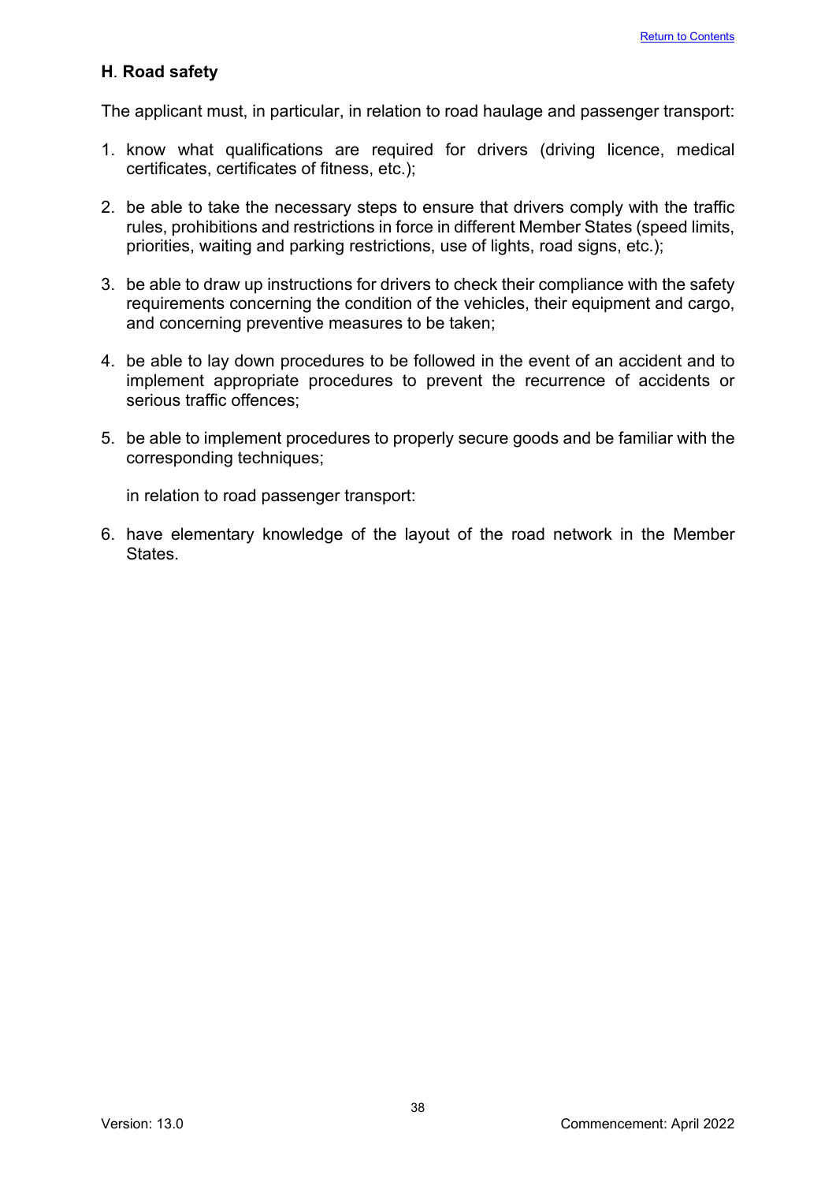## H. Road safety

The applicant must, in particular, in relation to road haulage and passenger transport:

1. know what qualifications are required for drivers (driving licence, medical certificates, certificates of fitness, etc.);
2. be able to take the necessary steps to ensure that drivers comply with the traffic rules, prohibitions and restrictions in force in different Member States (speed limits, priorities, waiting and parking restrictions, use of lights, road signs, etc.);
3. be able to draw up instructions for drivers to check their compliance with the safety requirements concerning the condition of the vehicles, their equipment and cargo, and concerning preventive measures to be taken;
4. be able to lay down procedures to be followed in the event of an accident and to implement appropriate procedures to prevent the recurrence of accidents or serious traffic offences;
5. be able to implement procedures to properly secure goods and be familiar with the corresponding techniques;

   in relation to road passenger transport:

6. have elementary knowledge of the layout of the road network in the Member States.